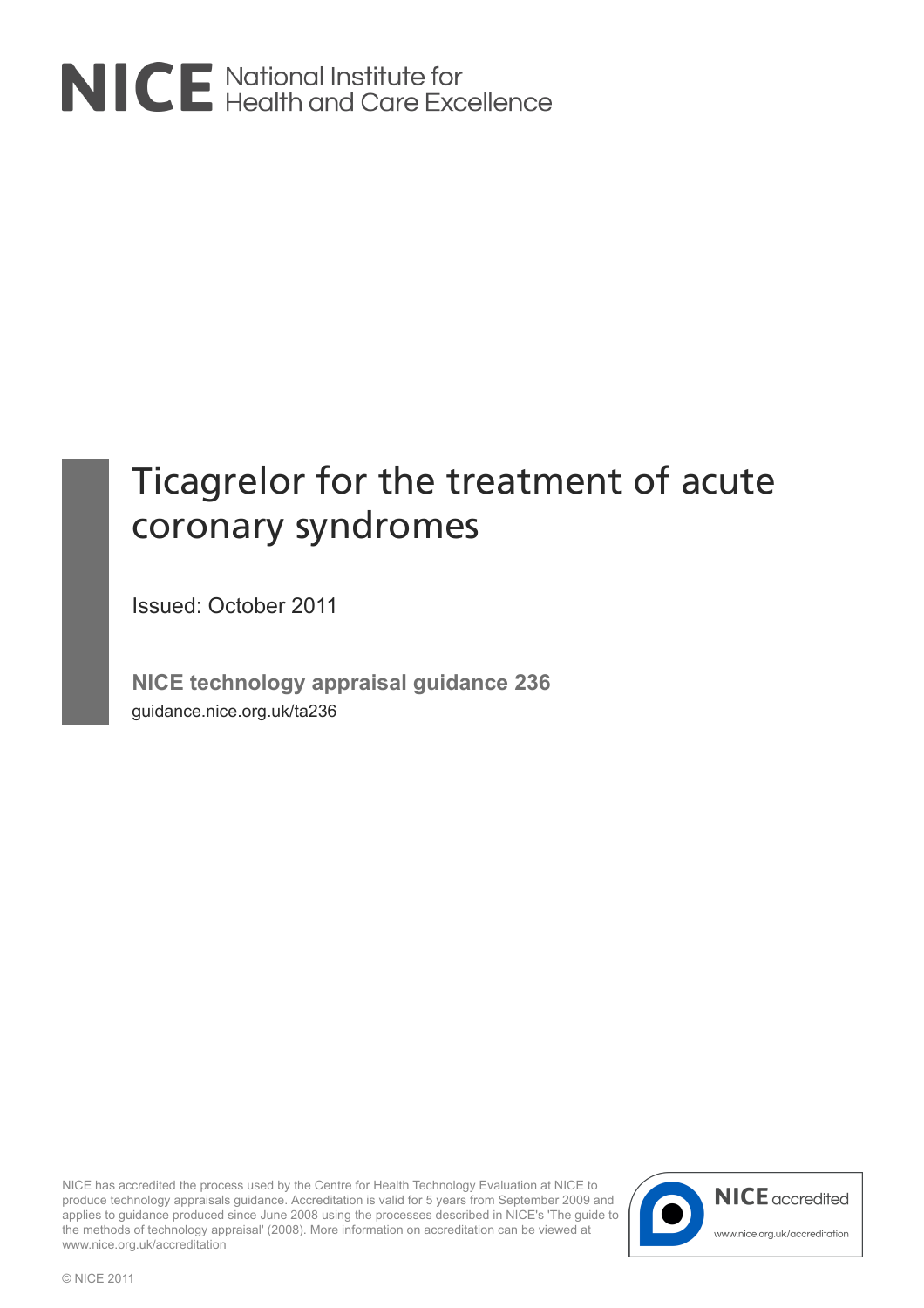NICE National Institute for Health and Care Excellence

# Ticagrelor for the treatment of acute coronary syndromes

Issued: October 2011

**NICE technology appraisal guidance 236**

guidance.nice.org.uk/ta236

NICE has accredited the process used by the Centre for Health Technology Evaluation at NICE to produce technology appraisals guidance. Accreditation is valid for 5 years from September 2009 and applies to guidance produced since June 2008 using the processes described in NICE's 'The guide to the methods of technology appraisal' (2008). More information on accreditation can be viewed at www.nice.org.uk/accreditation

NICE accredited

www.nice.org.uk/accreditation

© NICE 2011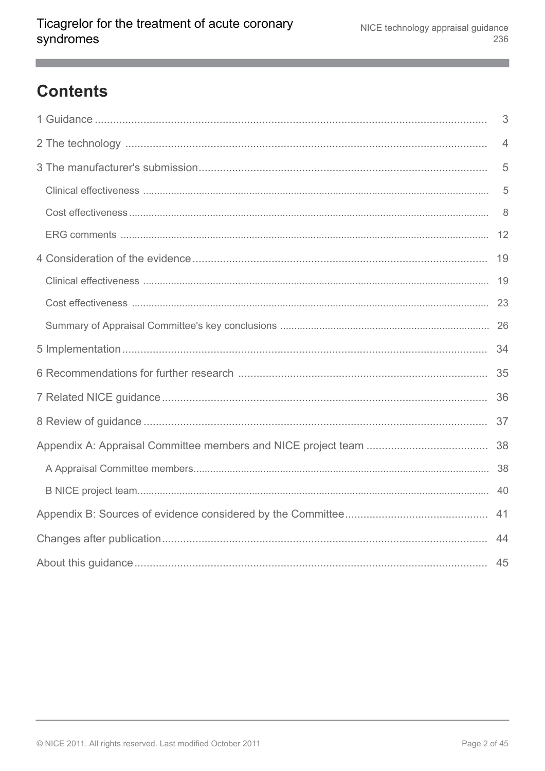# Contents

1 Guidance ..... 3

2 The technology ..... 4

3 The manufacturer's submission ..... 5

- Clinical effectiveness ..... 5
- Cost effectiveness ..... 8
- ERG comments ..... 12

4 Consideration of the evidence ..... 19

- Clinical effectiveness ..... 19
- Cost effectiveness ..... 23
- Summary of Appraisal Committee's key conclusions ..... 26

5 Implementation ..... 34

6 Recommendations for further research ..... 35

7 Related NICE guidance ..... 36

8 Review of guidance ..... 37

Appendix A: Appraisal Committee members and NICE project team ..... 38

- A Appraisal Committee members ..... 38
- B NICE project team ..... 40

Appendix B: Sources of evidence considered by the Committee ..... 41

Changes after publication ..... 44

About this guidance ..... 45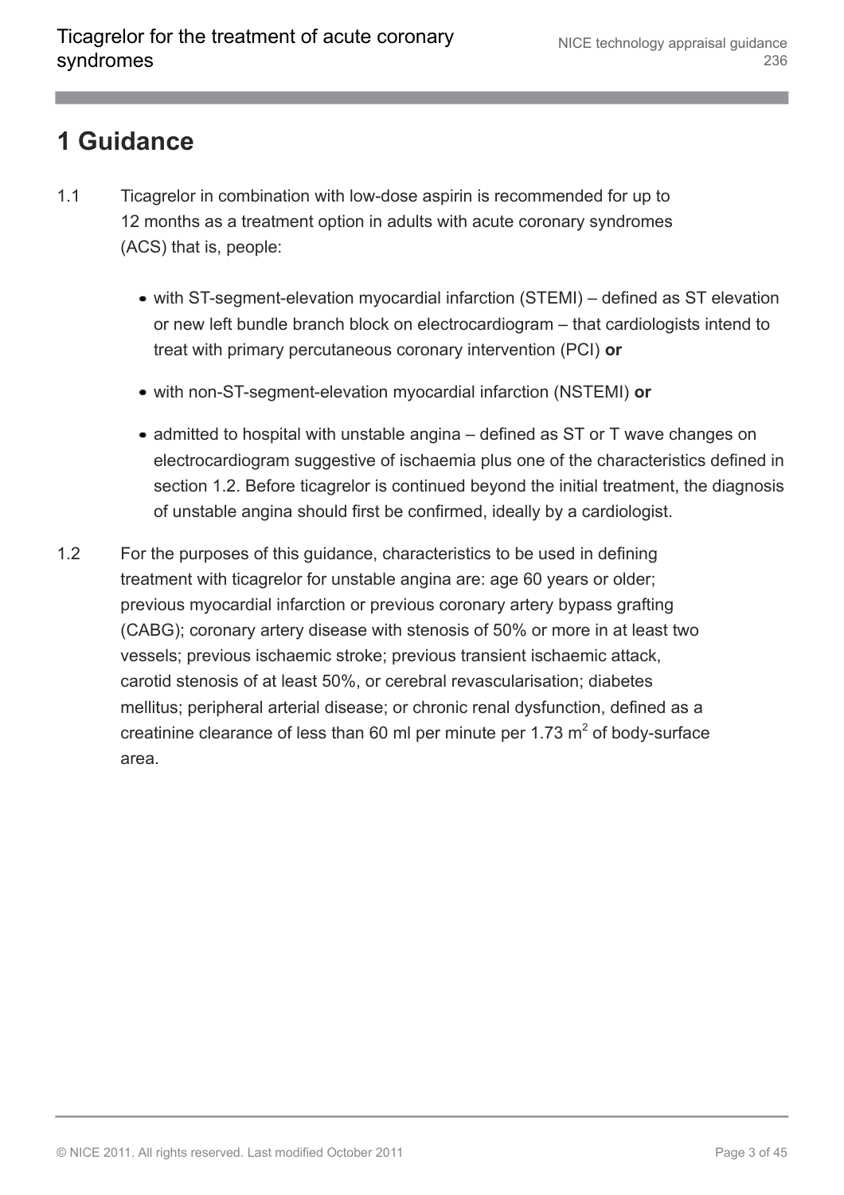# 1 Guidance

1.1 Ticagrelor in combination with low-dose aspirin is recommended for up to 12 months as a treatment option in adults with acute coronary syndromes (ACS) that is, people:

- with ST-segment-elevation myocardial infarction (STEMI) – defined as ST elevation or new left bundle branch block on electrocardiogram – that cardiologists intend to treat with primary percutaneous coronary intervention (PCI) **or**
- with non-ST-segment-elevation myocardial infarction (NSTEMI) **or**
- admitted to hospital with unstable angina – defined as ST or T wave changes on electrocardiogram suggestive of ischaemia plus one of the characteristics defined in section 1.2. Before ticagrelor is continued beyond the initial treatment, the diagnosis of unstable angina should first be confirmed, ideally by a cardiologist.

1.2 For the purposes of this guidance, characteristics to be used in defining treatment with ticagrelor for unstable angina are: age 60 years or older; previous myocardial infarction or previous coronary artery bypass grafting (CABG); coronary artery disease with stenosis of 50% or more in at least two vessels; previous ischaemic stroke; previous transient ischaemic attack, carotid stenosis of at least 50%, or cerebral revascularisation; diabetes mellitus; peripheral arterial disease; or chronic renal dysfunction, defined as a creatinine clearance of less than 60 ml per minute per 1.73 $m^2$ of body-surface area.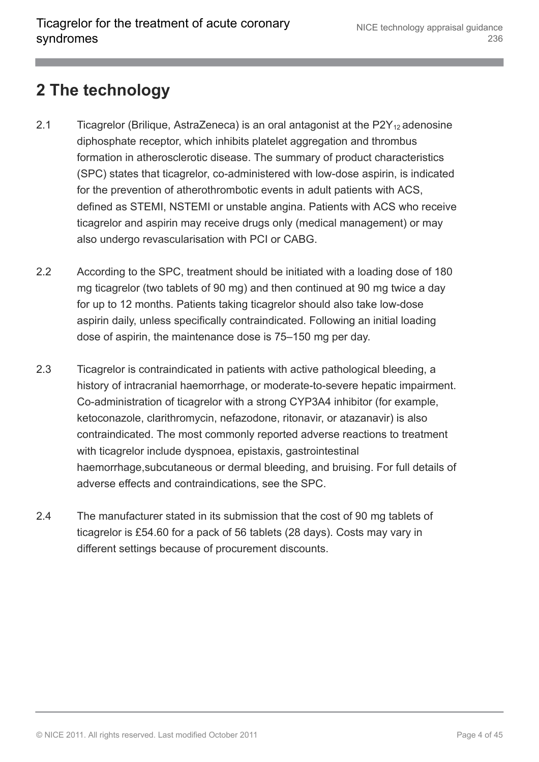## 2 The technology

2.1 Ticagrelor (Brilique, AstraZeneca) is an oral antagonist at the $P2Y_{12}$ adenosine diphosphate receptor, which inhibits platelet aggregation and thrombus formation in atherosclerotic disease. The summary of product characteristics (SPC) states that ticagrelor, co-administered with low-dose aspirin, is indicated for the prevention of atherothrombotic events in adult patients with ACS, defined as STEMI, NSTEMI or unstable angina. Patients with ACS who receive ticagrelor and aspirin may receive drugs only (medical management) or may also undergo revascularisation with PCI or CABG.

2.2 According to the SPC, treatment should be initiated with a loading dose of 180 mg ticagrelor (two tablets of 90 mg) and then continued at 90 mg twice a day for up to 12 months. Patients taking ticagrelor should also take low-dose aspirin daily, unless specifically contraindicated. Following an initial loading dose of aspirin, the maintenance dose is 75–150 mg per day.

2.3 Ticagrelor is contraindicated in patients with active pathological bleeding, a history of intracranial haemorrhage, or moderate-to-severe hepatic impairment. Co-administration of ticagrelor with a strong CYP3A4 inhibitor (for example, ketoconazole, clarithromycin, nefazodone, ritonavir, or atazanavir) is also contraindicated. The most commonly reported adverse reactions to treatment with ticagrelor include dyspnoea, epistaxis, gastrointestinal haemorrhage,subcutaneous or dermal bleeding, and bruising. For full details of adverse effects and contraindications, see the SPC.

2.4 The manufacturer stated in its submission that the cost of 90 mg tablets of ticagrelor is £54.60 for a pack of 56 tablets (28 days). Costs may vary in different settings because of procurement discounts.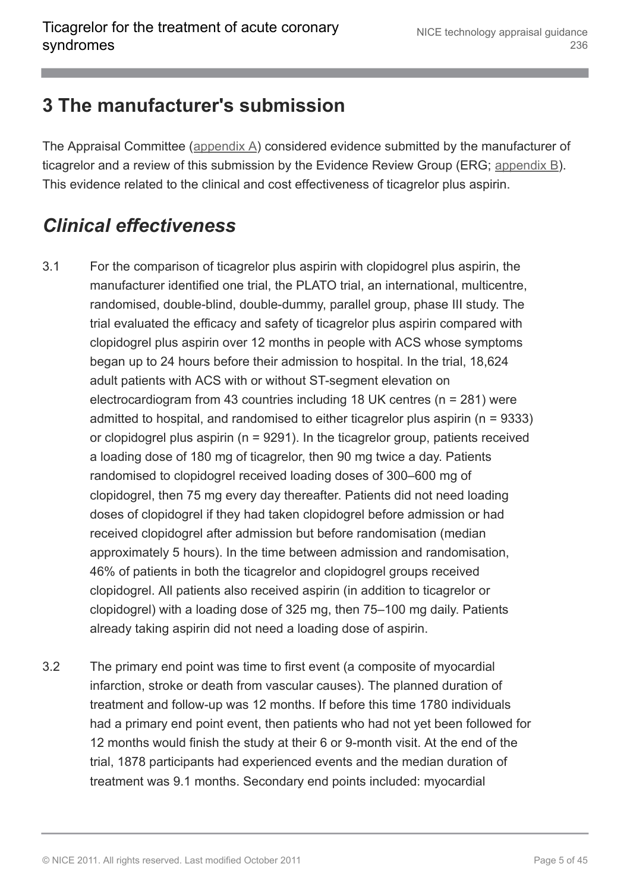# 3 The manufacturer's submission

The Appraisal Committee (appendix A) considered evidence submitted by the manufacturer of ticagrelor and a review of this submission by the Evidence Review Group (ERG; appendix B). This evidence related to the clinical and cost effectiveness of ticagrelor plus aspirin.

## *Clinical effectiveness*

3.1 For the comparison of ticagrelor plus aspirin with clopidogrel plus aspirin, the manufacturer identified one trial, the PLATO trial, an international, multicentre, randomised, double-blind, double-dummy, parallel group, phase III study. The trial evaluated the efficacy and safety of ticagrelor plus aspirin compared with clopidogrel plus aspirin over 12 months in people with ACS whose symptoms began up to 24 hours before their admission to hospital. In the trial, 18,624 adult patients with ACS with or without ST-segment elevation on electrocardiogram from 43 countries including 18 UK centres (n = 281) were admitted to hospital, and randomised to either ticagrelor plus aspirin (n = 9333) or clopidogrel plus aspirin (n = 9291). In the ticagrelor group, patients received a loading dose of 180 mg of ticagrelor, then 90 mg twice a day. Patients randomised to clopidogrel received loading doses of 300–600 mg of clopidogrel, then 75 mg every day thereafter. Patients did not need loading doses of clopidogrel if they had taken clopidogrel before admission or had received clopidogrel after admission but before randomisation (median approximately 5 hours). In the time between admission and randomisation, 46% of patients in both the ticagrelor and clopidogrel groups received clopidogrel. All patients also received aspirin (in addition to ticagrelor or clopidogrel) with a loading dose of 325 mg, then 75–100 mg daily. Patients already taking aspirin did not need a loading dose of aspirin.

3.2 The primary end point was time to first event (a composite of myocardial infarction, stroke or death from vascular causes). The planned duration of treatment and follow-up was 12 months. If before this time 1780 individuals had a primary end point event, then patients who had not yet been followed for 12 months would finish the study at their 6 or 9-month visit. At the end of the trial, 1878 participants had experienced events and the median duration of treatment was 9.1 months. Secondary end points included: myocardial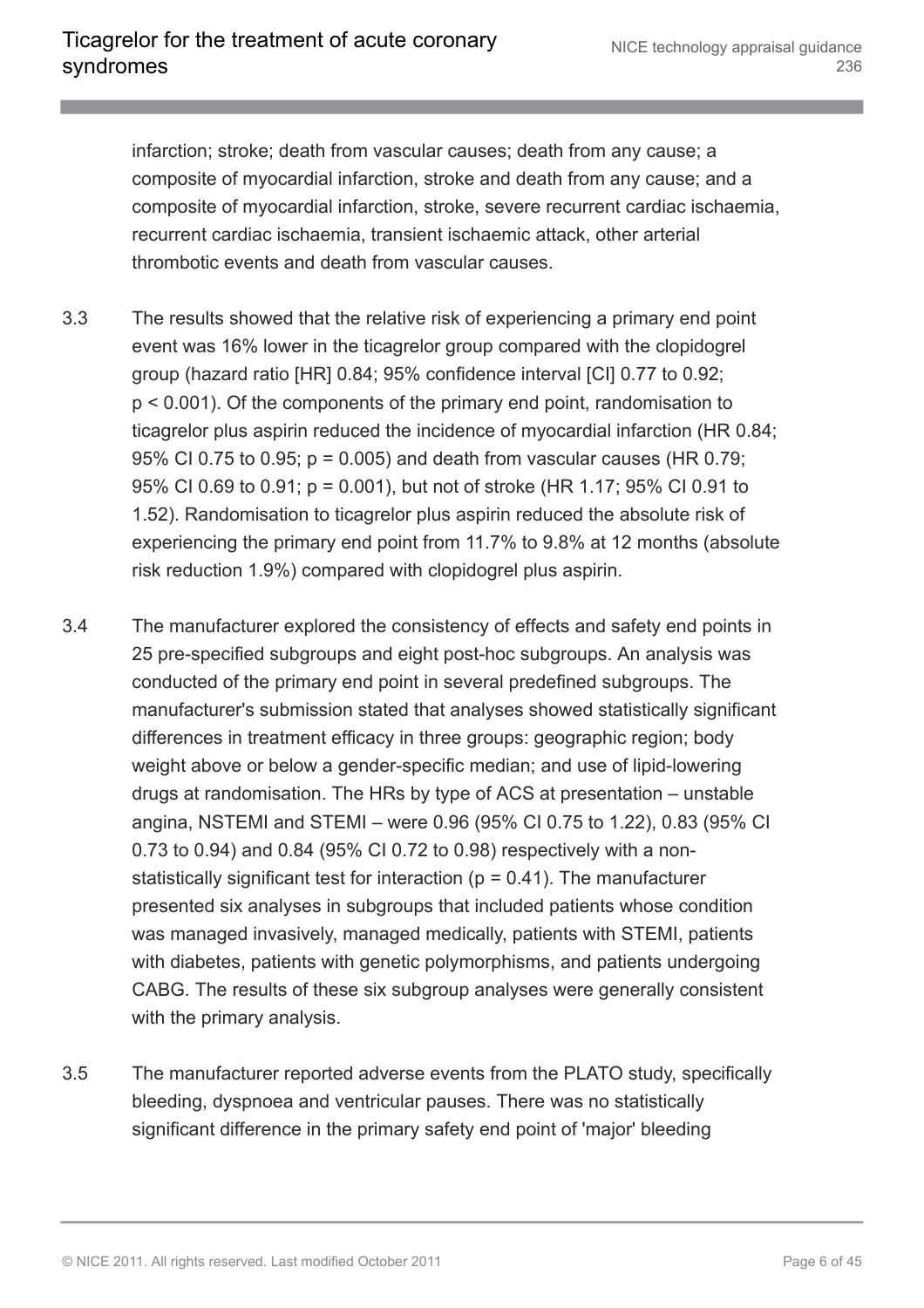infarction; stroke; death from vascular causes; death from any cause; a composite of myocardial infarction, stroke and death from any cause; and a composite of myocardial infarction, stroke, severe recurrent cardiac ischaemia, recurrent cardiac ischaemia, transient ischaemic attack, other arterial thrombotic events and death from vascular causes.

3.3 The results showed that the relative risk of experiencing a primary end point event was 16% lower in the ticagrelor group compared with the clopidogrel group (hazard ratio [HR] 0.84; 95% confidence interval [CI] 0.77 to 0.92; $p < 0.001$). Of the components of the primary end point, randomisation to ticagrelor plus aspirin reduced the incidence of myocardial infarction (HR 0.84; 95% CI 0.75 to 0.95; $p = 0.005$) and death from vascular causes (HR 0.79; 95% CI 0.69 to 0.91; $p = 0.001$), but not of stroke (HR 1.17; 95% CI 0.91 to 1.52). Randomisation to ticagrelor plus aspirin reduced the absolute risk of experiencing the primary end point from 11.7% to 9.8% at 12 months (absolute risk reduction 1.9%) compared with clopidogrel plus aspirin.

3.4 The manufacturer explored the consistency of effects and safety end points in 25 pre-specified subgroups and eight post-hoc subgroups. An analysis was conducted of the primary end point in several predefined subgroups. The manufacturer's submission stated that analyses showed statistically significant differences in treatment efficacy in three groups: geographic region; body weight above or below a gender-specific median; and use of lipid-lowering drugs at randomisation. The HRs by type of ACS at presentation – unstable angina, NSTEMI and STEMI – were 0.96 (95% CI 0.75 to 1.22), 0.83 (95% CI 0.73 to 0.94) and 0.84 (95% CI 0.72 to 0.98) respectively with a non-statistically significant test for interaction ($p = 0.41$). The manufacturer presented six analyses in subgroups that included patients whose condition was managed invasively, managed medically, patients with STEMI, patients with diabetes, patients with genetic polymorphisms, and patients undergoing CABG. The results of these six subgroup analyses were generally consistent with the primary analysis.

3.5 The manufacturer reported adverse events from the PLATO study, specifically bleeding, dyspnoea and ventricular pauses. There was no statistically significant difference in the primary safety end point of 'major' bleeding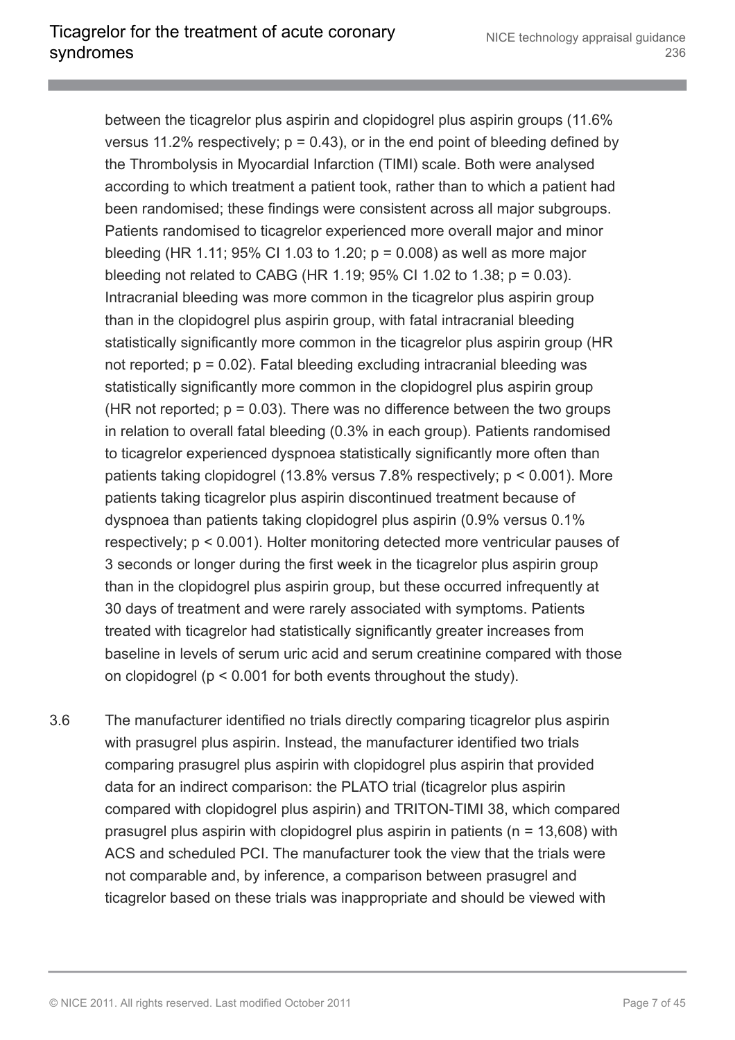between the ticagrelor plus aspirin and clopidogrel plus aspirin groups (11.6% versus 11.2% respectively; $p = 0.43$), or in the end point of bleeding defined by the Thrombolysis in Myocardial Infarction (TIMI) scale. Both were analysed according to which treatment a patient took, rather than to which a patient had been randomised; these findings were consistent across all major subgroups. Patients randomised to ticagrelor experienced more overall major and minor bleeding (HR 1.11; 95% CI 1.03 to 1.20; $p = 0.008$) as well as more major bleeding not related to CABG (HR 1.19; 95% CI 1.02 to 1.38; $p = 0.03$). Intracranial bleeding was more common in the ticagrelor plus aspirin group than in the clopidogrel plus aspirin group, with fatal intracranial bleeding statistically significantly more common in the ticagrelor plus aspirin group (HR not reported; $p = 0.02$). Fatal bleeding excluding intracranial bleeding was statistically significantly more common in the clopidogrel plus aspirin group (HR not reported; $p = 0.03$). There was no difference between the two groups in relation to overall fatal bleeding (0.3% in each group). Patients randomised to ticagrelor experienced dyspnoea statistically significantly more often than patients taking clopidogrel (13.8% versus 7.8% respectively; $p < 0.001$). More patients taking ticagrelor plus aspirin discontinued treatment because of dyspnoea than patients taking clopidogrel plus aspirin (0.9% versus 0.1% respectively; $p < 0.001$). Holter monitoring detected more ventricular pauses of 3 seconds or longer during the first week in the ticagrelor plus aspirin group than in the clopidogrel plus aspirin group, but these occurred infrequently at 30 days of treatment and were rarely associated with symptoms. Patients treated with ticagrelor had statistically significantly greater increases from baseline in levels of serum uric acid and serum creatinine compared with those on clopidogrel ($p < 0.001$ for both events throughout the study).

3.6 The manufacturer identified no trials directly comparing ticagrelor plus aspirin with prasugrel plus aspirin. Instead, the manufacturer identified two trials comparing prasugrel plus aspirin with clopidogrel plus aspirin that provided data for an indirect comparison: the PLATO trial (ticagrelor plus aspirin compared with clopidogrel plus aspirin) and TRITON-TIMI 38, which compared prasugrel plus aspirin with clopidogrel plus aspirin in patients ($n = 13,608$) with ACS and scheduled PCI. The manufacturer took the view that the trials were not comparable and, by inference, a comparison between prasugrel and ticagrelor based on these trials was inappropriate and should be viewed with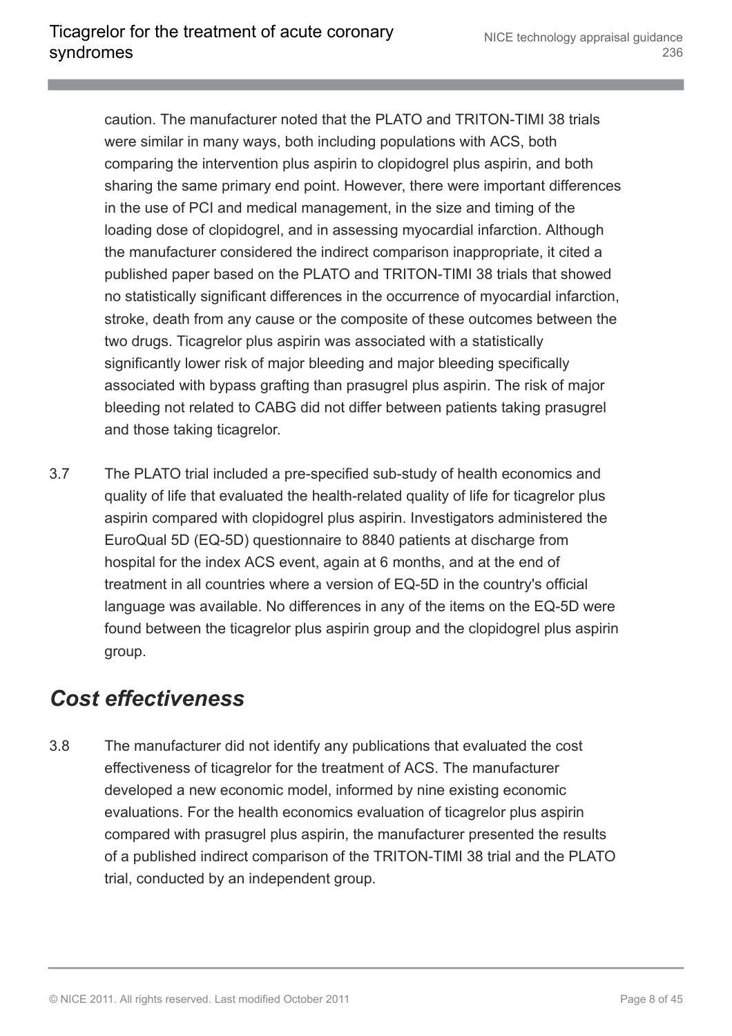caution. The manufacturer noted that the PLATO and TRITON-TIMI 38 trials were similar in many ways, both including populations with ACS, both comparing the intervention plus aspirin to clopidogrel plus aspirin, and both sharing the same primary end point. However, there were important differences in the use of PCI and medical management, in the size and timing of the loading dose of clopidogrel, and in assessing myocardial infarction. Although the manufacturer considered the indirect comparison inappropriate, it cited a published paper based on the PLATO and TRITON-TIMI 38 trials that showed no statistically significant differences in the occurrence of myocardial infarction, stroke, death from any cause or the composite of these outcomes between the two drugs. Ticagrelor plus aspirin was associated with a statistically significantly lower risk of major bleeding and major bleeding specifically associated with bypass grafting than prasugrel plus aspirin. The risk of major bleeding not related to CABG did not differ between patients taking prasugrel and those taking ticagrelor.

3.7 The PLATO trial included a pre-specified sub-study of health economics and quality of life that evaluated the health-related quality of life for ticagrelor plus aspirin compared with clopidogrel plus aspirin. Investigators administered the EuroQual 5D (EQ-5D) questionnaire to 8840 patients at discharge from hospital for the index ACS event, again at 6 months, and at the end of treatment in all countries where a version of EQ-5D in the country's official language was available. No differences in any of the items on the EQ-5D were found between the ticagrelor plus aspirin group and the clopidogrel plus aspirin group.

## *Cost effectiveness*

3.8 The manufacturer did not identify any publications that evaluated the cost effectiveness of ticagrelor for the treatment of ACS. The manufacturer developed a new economic model, informed by nine existing economic evaluations. For the health economics evaluation of ticagrelor plus aspirin compared with prasugrel plus aspirin, the manufacturer presented the results of a published indirect comparison of the TRITON-TIMI 38 trial and the PLATO trial, conducted by an independent group.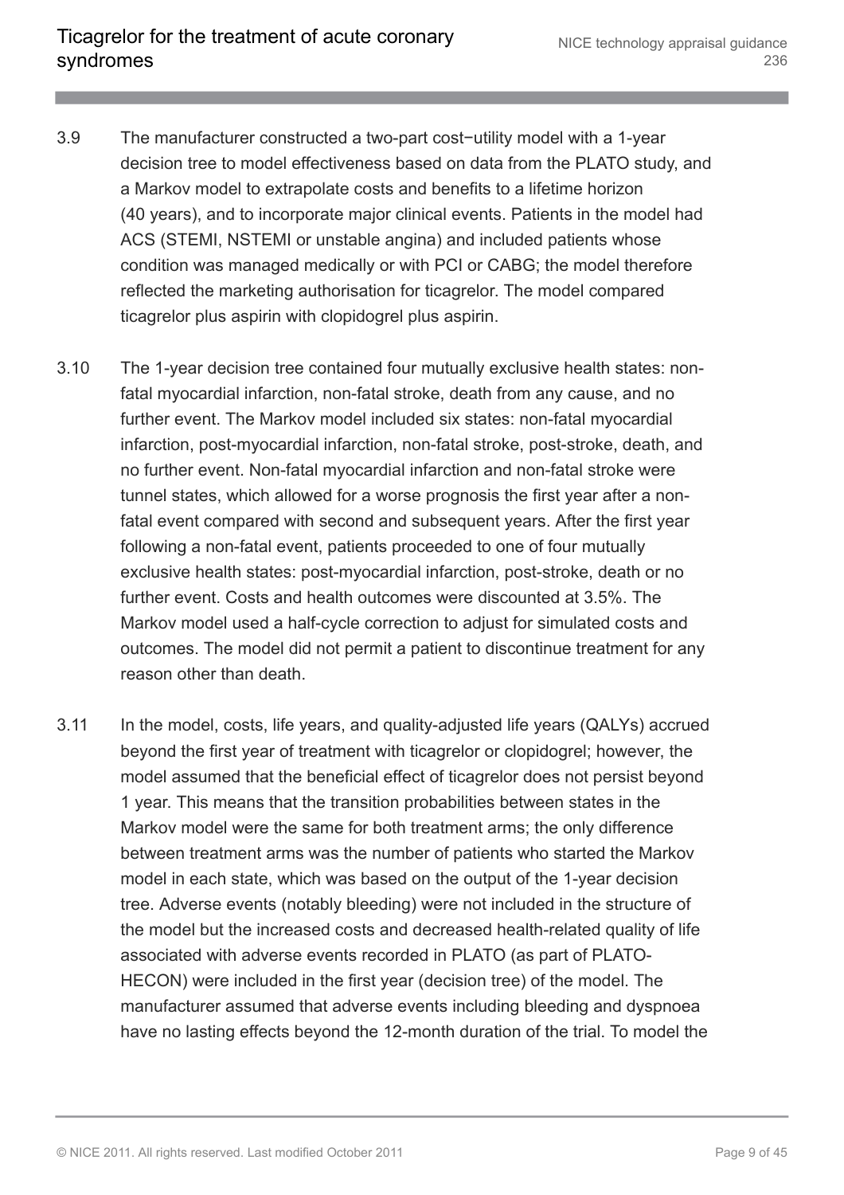3.9 The manufacturer constructed a two-part cost−utility model with a 1-year decision tree to model effectiveness based on data from the PLATO study, and a Markov model to extrapolate costs and benefits to a lifetime horizon (40 years), and to incorporate major clinical events. Patients in the model had ACS (STEMI, NSTEMI or unstable angina) and included patients whose condition was managed medically or with PCI or CABG; the model therefore reflected the marketing authorisation for ticagrelor. The model compared ticagrelor plus aspirin with clopidogrel plus aspirin.

3.10 The 1-year decision tree contained four mutually exclusive health states: non-fatal myocardial infarction, non-fatal stroke, death from any cause, and no further event. The Markov model included six states: non-fatal myocardial infarction, post-myocardial infarction, non-fatal stroke, post-stroke, death, and no further event. Non-fatal myocardial infarction and non-fatal stroke were tunnel states, which allowed for a worse prognosis the first year after a non-fatal event compared with second and subsequent years. After the first year following a non-fatal event, patients proceeded to one of four mutually exclusive health states: post-myocardial infarction, post-stroke, death or no further event. Costs and health outcomes were discounted at 3.5%. The Markov model used a half-cycle correction to adjust for simulated costs and outcomes. The model did not permit a patient to discontinue treatment for any reason other than death.

3.11 In the model, costs, life years, and quality-adjusted life years (QALYs) accrued beyond the first year of treatment with ticagrelor or clopidogrel; however, the model assumed that the beneficial effect of ticagrelor does not persist beyond 1 year. This means that the transition probabilities between states in the Markov model were the same for both treatment arms; the only difference between treatment arms was the number of patients who started the Markov model in each state, which was based on the output of the 1-year decision tree. Adverse events (notably bleeding) were not included in the structure of the model but the increased costs and decreased health-related quality of life associated with adverse events recorded in PLATO (as part of PLATO-HECON) were included in the first year (decision tree) of the model. The manufacturer assumed that adverse events including bleeding and dyspnoea have no lasting effects beyond the 12-month duration of the trial. To model the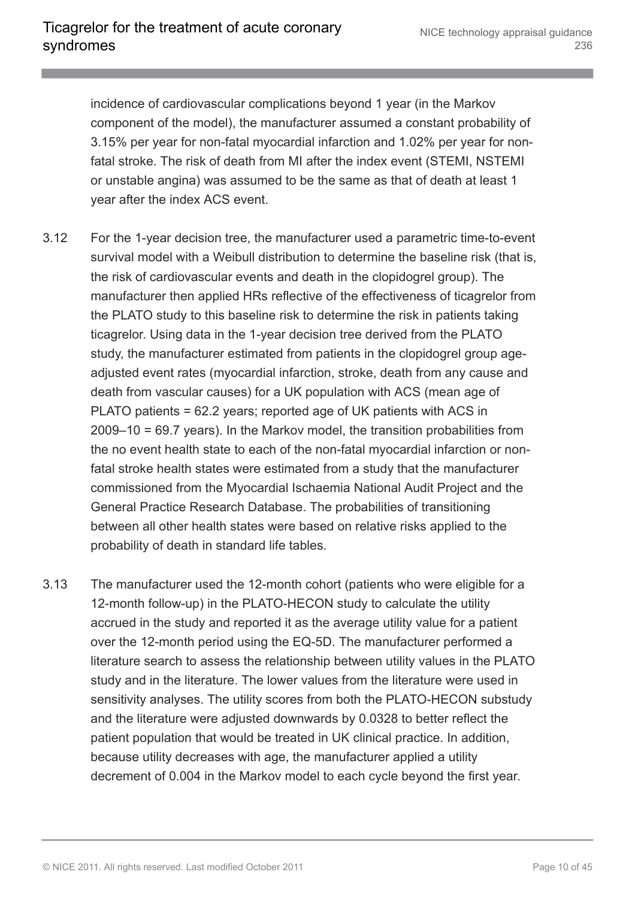incidence of cardiovascular complications beyond 1 year (in the Markov component of the model), the manufacturer assumed a constant probability of 3.15% per year for non-fatal myocardial infarction and 1.02% per year for non-fatal stroke. The risk of death from MI after the index event (STEMI, NSTEMI or unstable angina) was assumed to be the same as that of death at least 1 year after the index ACS event.

3.12 For the 1-year decision tree, the manufacturer used a parametric time-to-event survival model with a Weibull distribution to determine the baseline risk (that is, the risk of cardiovascular events and death in the clopidogrel group). The manufacturer then applied HRs reflective of the effectiveness of ticagrelor from the PLATO study to this baseline risk to determine the risk in patients taking ticagrelor. Using data in the 1-year decision tree derived from the PLATO study, the manufacturer estimated from patients in the clopidogrel group age-adjusted event rates (myocardial infarction, stroke, death from any cause and death from vascular causes) for a UK population with ACS (mean age of PLATO patients = 62.2 years; reported age of UK patients with ACS in 2009–10 = 69.7 years). In the Markov model, the transition probabilities from the no event health state to each of the non-fatal myocardial infarction or non-fatal stroke health states were estimated from a study that the manufacturer commissioned from the Myocardial Ischaemia National Audit Project and the General Practice Research Database. The probabilities of transitioning between all other health states were based on relative risks applied to the probability of death in standard life tables.

3.13 The manufacturer used the 12-month cohort (patients who were eligible for a 12-month follow-up) in the PLATO-HECON study to calculate the utility accrued in the study and reported it as the average utility value for a patient over the 12-month period using the EQ-5D. The manufacturer performed a literature search to assess the relationship between utility values in the PLATO study and in the literature. The lower values from the literature were used in sensitivity analyses. The utility scores from both the PLATO-HECON substudy and the literature were adjusted downwards by 0.0328 to better reflect the patient population that would be treated in UK clinical practice. In addition, because utility decreases with age, the manufacturer applied a utility decrement of 0.004 in the Markov model to each cycle beyond the first year.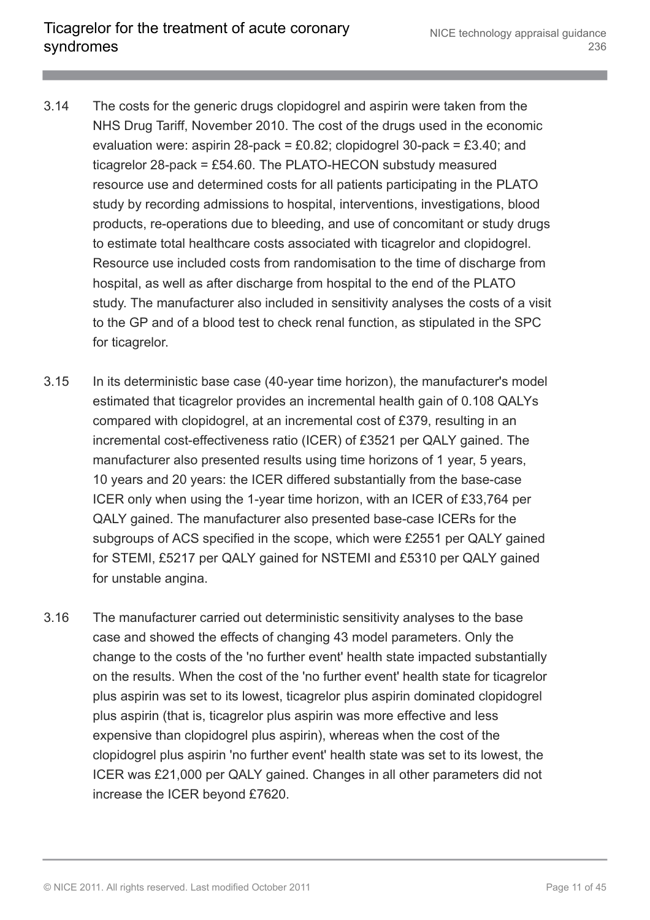3.14 The costs for the generic drugs clopidogrel and aspirin were taken from the NHS Drug Tariff, November 2010. The cost of the drugs used in the economic evaluation were: aspirin 28-pack = £0.82; clopidogrel 30-pack = £3.40; and ticagrelor 28-pack = £54.60. The PLATO-HECON substudy measured resource use and determined costs for all patients participating in the PLATO study by recording admissions to hospital, interventions, investigations, blood products, re-operations due to bleeding, and use of concomitant or study drugs to estimate total healthcare costs associated with ticagrelor and clopidogrel. Resource use included costs from randomisation to the time of discharge from hospital, as well as after discharge from hospital to the end of the PLATO study. The manufacturer also included in sensitivity analyses the costs of a visit to the GP and of a blood test to check renal function, as stipulated in the SPC for ticagrelor.

3.15 In its deterministic base case (40-year time horizon), the manufacturer's model estimated that ticagrelor provides an incremental health gain of 0.108 QALYs compared with clopidogrel, at an incremental cost of £379, resulting in an incremental cost-effectiveness ratio (ICER) of £3521 per QALY gained. The manufacturer also presented results using time horizons of 1 year, 5 years, 10 years and 20 years: the ICER differed substantially from the base-case ICER only when using the 1-year time horizon, with an ICER of £33,764 per QALY gained. The manufacturer also presented base-case ICERs for the subgroups of ACS specified in the scope, which were £2551 per QALY gained for STEMI, £5217 per QALY gained for NSTEMI and £5310 per QALY gained for unstable angina.

3.16 The manufacturer carried out deterministic sensitivity analyses to the base case and showed the effects of changing 43 model parameters. Only the change to the costs of the 'no further event' health state impacted substantially on the results. When the cost of the 'no further event' health state for ticagrelor plus aspirin was set to its lowest, ticagrelor plus aspirin dominated clopidogrel plus aspirin (that is, ticagrelor plus aspirin was more effective and less expensive than clopidogrel plus aspirin), whereas when the cost of the clopidogrel plus aspirin 'no further event' health state was set to its lowest, the ICER was £21,000 per QALY gained. Changes in all other parameters did not increase the ICER beyond £7620.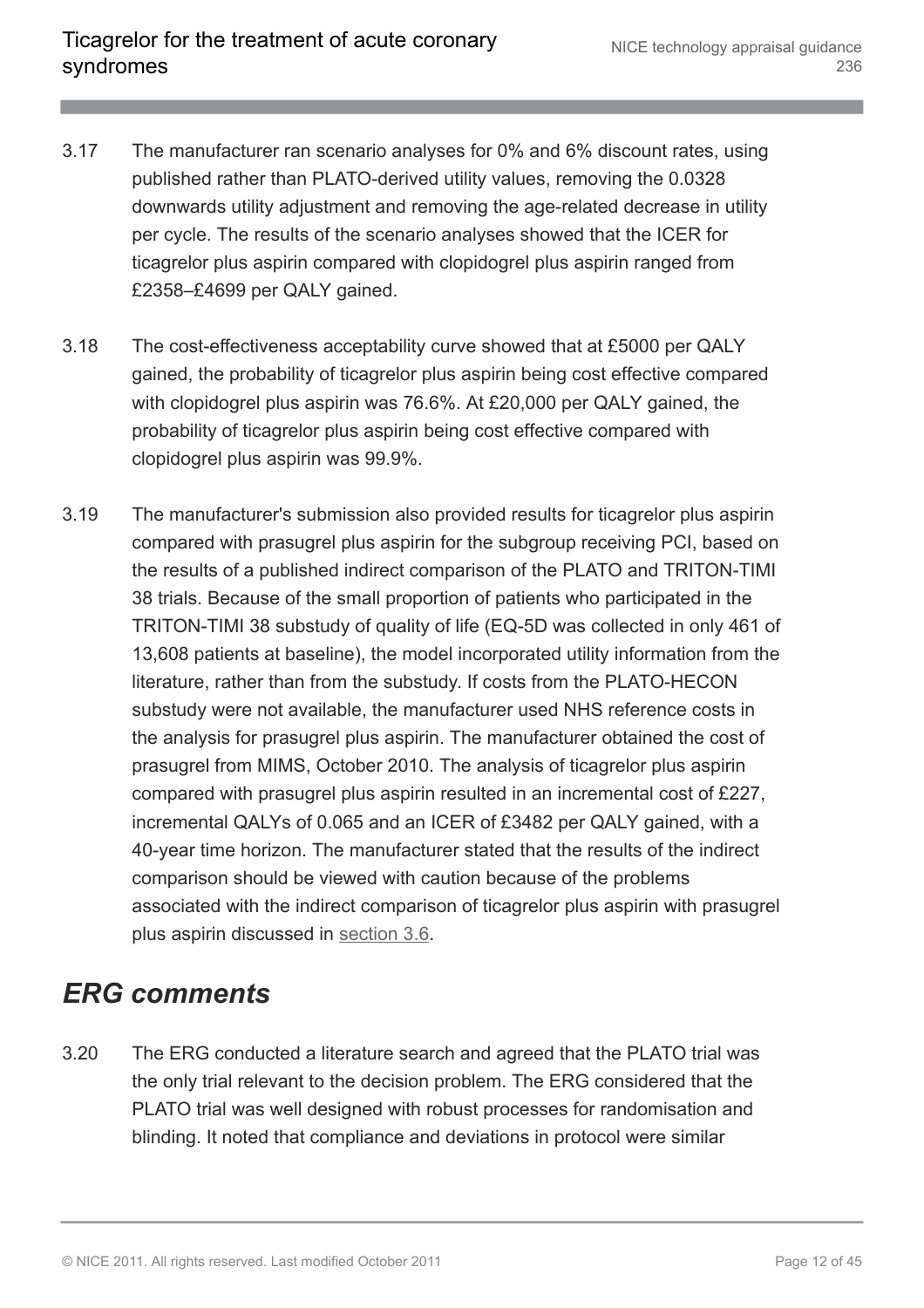3.17 The manufacturer ran scenario analyses for 0% and 6% discount rates, using published rather than PLATO-derived utility values, removing the 0.0328 downwards utility adjustment and removing the age-related decrease in utility per cycle. The results of the scenario analyses showed that the ICER for ticagrelor plus aspirin compared with clopidogrel plus aspirin ranged from £2358–£4699 per QALY gained.

3.18 The cost-effectiveness acceptability curve showed that at £5000 per QALY gained, the probability of ticagrelor plus aspirin being cost effective compared with clopidogrel plus aspirin was 76.6%. At £20,000 per QALY gained, the probability of ticagrelor plus aspirin being cost effective compared with clopidogrel plus aspirin was 99.9%.

3.19 The manufacturer's submission also provided results for ticagrelor plus aspirin compared with prasugrel plus aspirin for the subgroup receiving PCI, based on the results of a published indirect comparison of the PLATO and TRITON-TIMI 38 trials. Because of the small proportion of patients who participated in the TRITON-TIMI 38 substudy of quality of life (EQ-5D was collected in only 461 of 13,608 patients at baseline), the model incorporated utility information from the literature, rather than from the substudy. If costs from the PLATO-HECON substudy were not available, the manufacturer used NHS reference costs in the analysis for prasugrel plus aspirin. The manufacturer obtained the cost of prasugrel from MIMS, October 2010. The analysis of ticagrelor plus aspirin compared with prasugrel plus aspirin resulted in an incremental cost of £227, incremental QALYs of 0.065 and an ICER of £3482 per QALY gained, with a 40-year time horizon. The manufacturer stated that the results of the indirect comparison should be viewed with caution because of the problems associated with the indirect comparison of ticagrelor plus aspirin with prasugrel plus aspirin discussed in section 3.6.

## *ERG comments*

3.20 The ERG conducted a literature search and agreed that the PLATO trial was the only trial relevant to the decision problem. The ERG considered that the PLATO trial was well designed with robust processes for randomisation and blinding. It noted that compliance and deviations in protocol were similar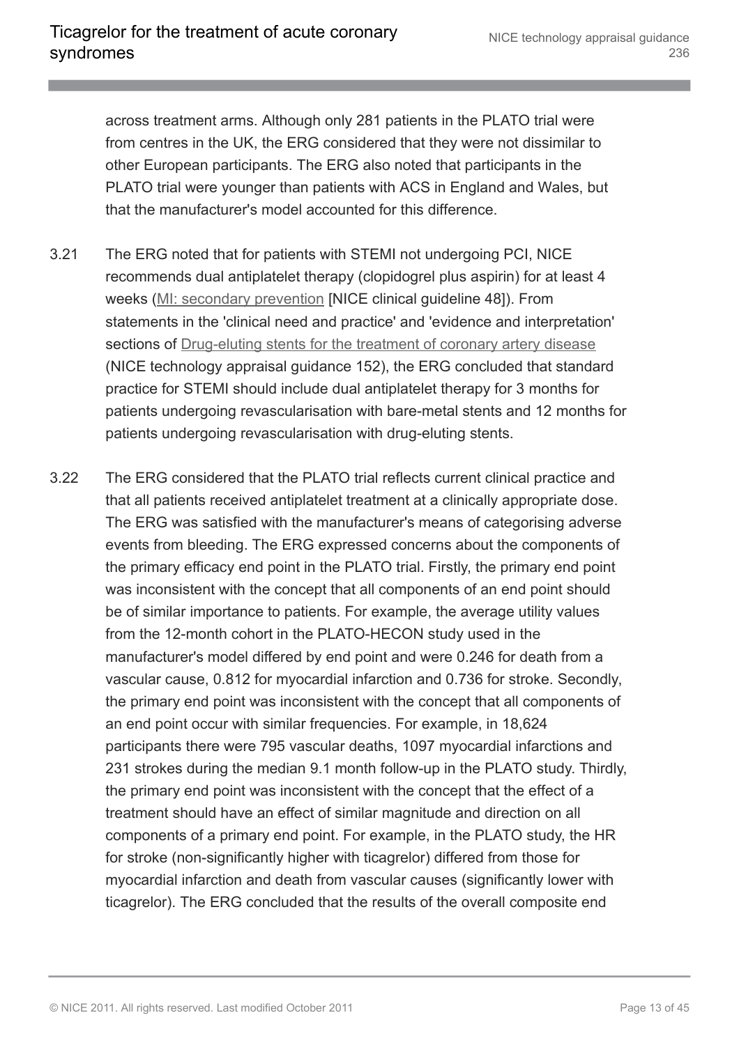across treatment arms. Although only 281 patients in the PLATO trial were from centres in the UK, the ERG considered that they were not dissimilar to other European participants. The ERG also noted that participants in the PLATO trial were younger than patients with ACS in England and Wales, but that the manufacturer's model accounted for this difference.

3.21 The ERG noted that for patients with STEMI not undergoing PCI, NICE recommends dual antiplatelet therapy (clopidogrel plus aspirin) for at least 4 weeks (MI: secondary prevention [NICE clinical guideline 48]). From statements in the 'clinical need and practice' and 'evidence and interpretation' sections of Drug-eluting stents for the treatment of coronary artery disease (NICE technology appraisal guidance 152), the ERG concluded that standard practice for STEMI should include dual antiplatelet therapy for 3 months for patients undergoing revascularisation with bare-metal stents and 12 months for patients undergoing revascularisation with drug-eluting stents.

3.22 The ERG considered that the PLATO trial reflects current clinical practice and that all patients received antiplatelet treatment at a clinically appropriate dose. The ERG was satisfied with the manufacturer's means of categorising adverse events from bleeding. The ERG expressed concerns about the components of the primary efficacy end point in the PLATO trial. Firstly, the primary end point was inconsistent with the concept that all components of an end point should be of similar importance to patients. For example, the average utility values from the 12-month cohort in the PLATO-HECON study used in the manufacturer's model differed by end point and were 0.246 for death from a vascular cause, 0.812 for myocardial infarction and 0.736 for stroke. Secondly, the primary end point was inconsistent with the concept that all components of an end point occur with similar frequencies. For example, in 18,624 participants there were 795 vascular deaths, 1097 myocardial infarctions and 231 strokes during the median 9.1 month follow-up in the PLATO study. Thirdly, the primary end point was inconsistent with the concept that the effect of a treatment should have an effect of similar magnitude and direction on all components of a primary end point. For example, in the PLATO study, the HR for stroke (non-significantly higher with ticagrelor) differed from those for myocardial infarction and death from vascular causes (significantly lower with ticagrelor). The ERG concluded that the results of the overall composite end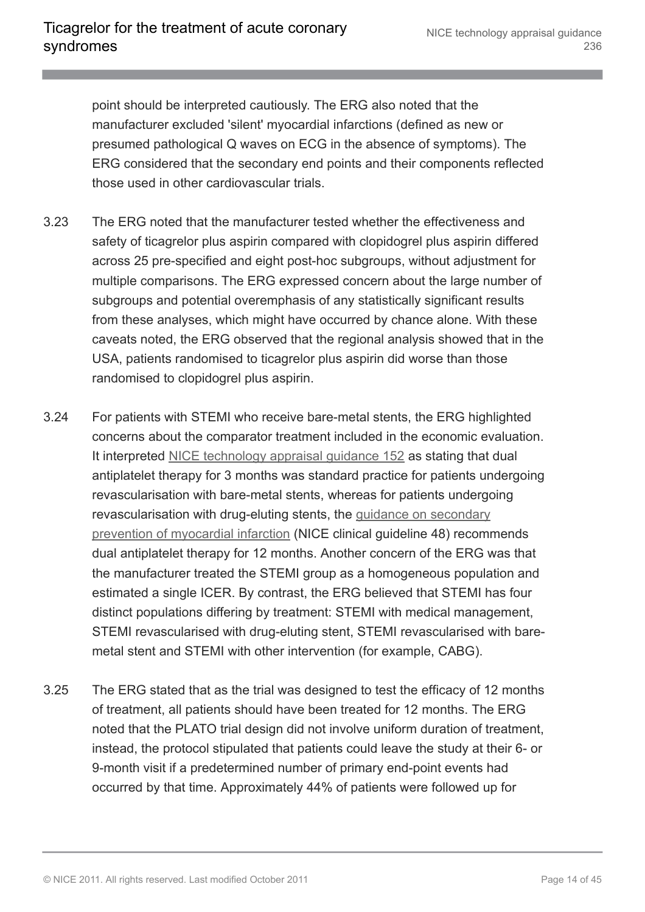point should be interpreted cautiously. The ERG also noted that the manufacturer excluded 'silent' myocardial infarctions (defined as new or presumed pathological Q waves on ECG in the absence of symptoms). The ERG considered that the secondary end points and their components reflected those used in other cardiovascular trials.

3.23 The ERG noted that the manufacturer tested whether the effectiveness and safety of ticagrelor plus aspirin compared with clopidogrel plus aspirin differed across 25 pre-specified and eight post-hoc subgroups, without adjustment for multiple comparisons. The ERG expressed concern about the large number of subgroups and potential overemphasis of any statistically significant results from these analyses, which might have occurred by chance alone. With these caveats noted, the ERG observed that the regional analysis showed that in the USA, patients randomised to ticagrelor plus aspirin did worse than those randomised to clopidogrel plus aspirin.

3.24 For patients with STEMI who receive bare-metal stents, the ERG highlighted concerns about the comparator treatment included in the economic evaluation. It interpreted NICE technology appraisal guidance 152 as stating that dual antiplatelet therapy for 3 months was standard practice for patients undergoing revascularisation with bare-metal stents, whereas for patients undergoing revascularisation with drug-eluting stents, the guidance on secondary prevention of myocardial infarction (NICE clinical guideline 48) recommends dual antiplatelet therapy for 12 months. Another concern of the ERG was that the manufacturer treated the STEMI group as a homogeneous population and estimated a single ICER. By contrast, the ERG believed that STEMI has four distinct populations differing by treatment: STEMI with medical management, STEMI revascularised with drug-eluting stent, STEMI revascularised with bare-metal stent and STEMI with other intervention (for example, CABG).

3.25 The ERG stated that as the trial was designed to test the efficacy of 12 months of treatment, all patients should have been treated for 12 months. The ERG noted that the PLATO trial design did not involve uniform duration of treatment, instead, the protocol stipulated that patients could leave the study at their 6- or 9-month visit if a predetermined number of primary end-point events had occurred by that time. Approximately 44% of patients were followed up for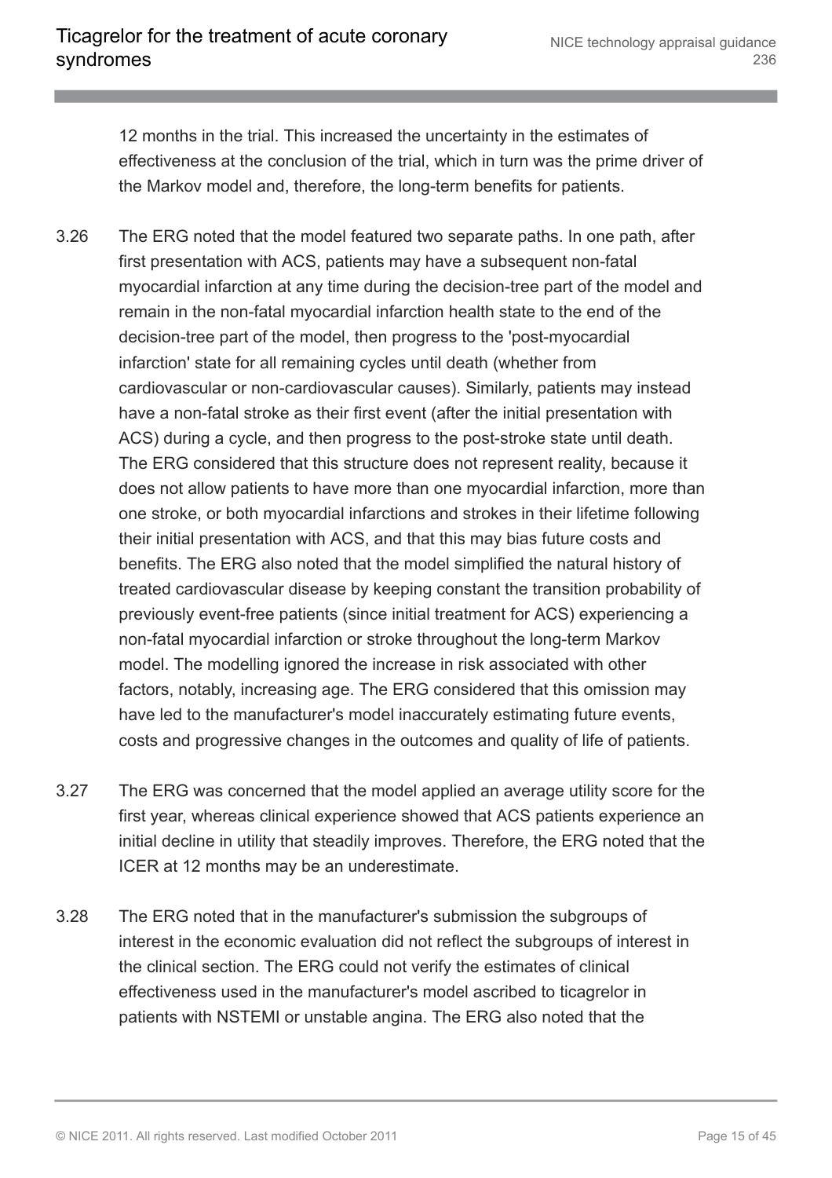12 months in the trial. This increased the uncertainty in the estimates of effectiveness at the conclusion of the trial, which in turn was the prime driver of the Markov model and, therefore, the long-term benefits for patients.

3.26 The ERG noted that the model featured two separate paths. In one path, after first presentation with ACS, patients may have a subsequent non-fatal myocardial infarction at any time during the decision-tree part of the model and remain in the non-fatal myocardial infarction health state to the end of the decision-tree part of the model, then progress to the 'post-myocardial infarction' state for all remaining cycles until death (whether from cardiovascular or non-cardiovascular causes). Similarly, patients may instead have a non-fatal stroke as their first event (after the initial presentation with ACS) during a cycle, and then progress to the post-stroke state until death. The ERG considered that this structure does not represent reality, because it does not allow patients to have more than one myocardial infarction, more than one stroke, or both myocardial infarctions and strokes in their lifetime following their initial presentation with ACS, and that this may bias future costs and benefits. The ERG also noted that the model simplified the natural history of treated cardiovascular disease by keeping constant the transition probability of previously event-free patients (since initial treatment for ACS) experiencing a non-fatal myocardial infarction or stroke throughout the long-term Markov model. The modelling ignored the increase in risk associated with other factors, notably, increasing age. The ERG considered that this omission may have led to the manufacturer's model inaccurately estimating future events, costs and progressive changes in the outcomes and quality of life of patients.

3.27 The ERG was concerned that the model applied an average utility score for the first year, whereas clinical experience showed that ACS patients experience an initial decline in utility that steadily improves. Therefore, the ERG noted that the ICER at 12 months may be an underestimate.

3.28 The ERG noted that in the manufacturer's submission the subgroups of interest in the economic evaluation did not reflect the subgroups of interest in the clinical section. The ERG could not verify the estimates of clinical effectiveness used in the manufacturer's model ascribed to ticagrelor in patients with NSTEMI or unstable angina. The ERG also noted that the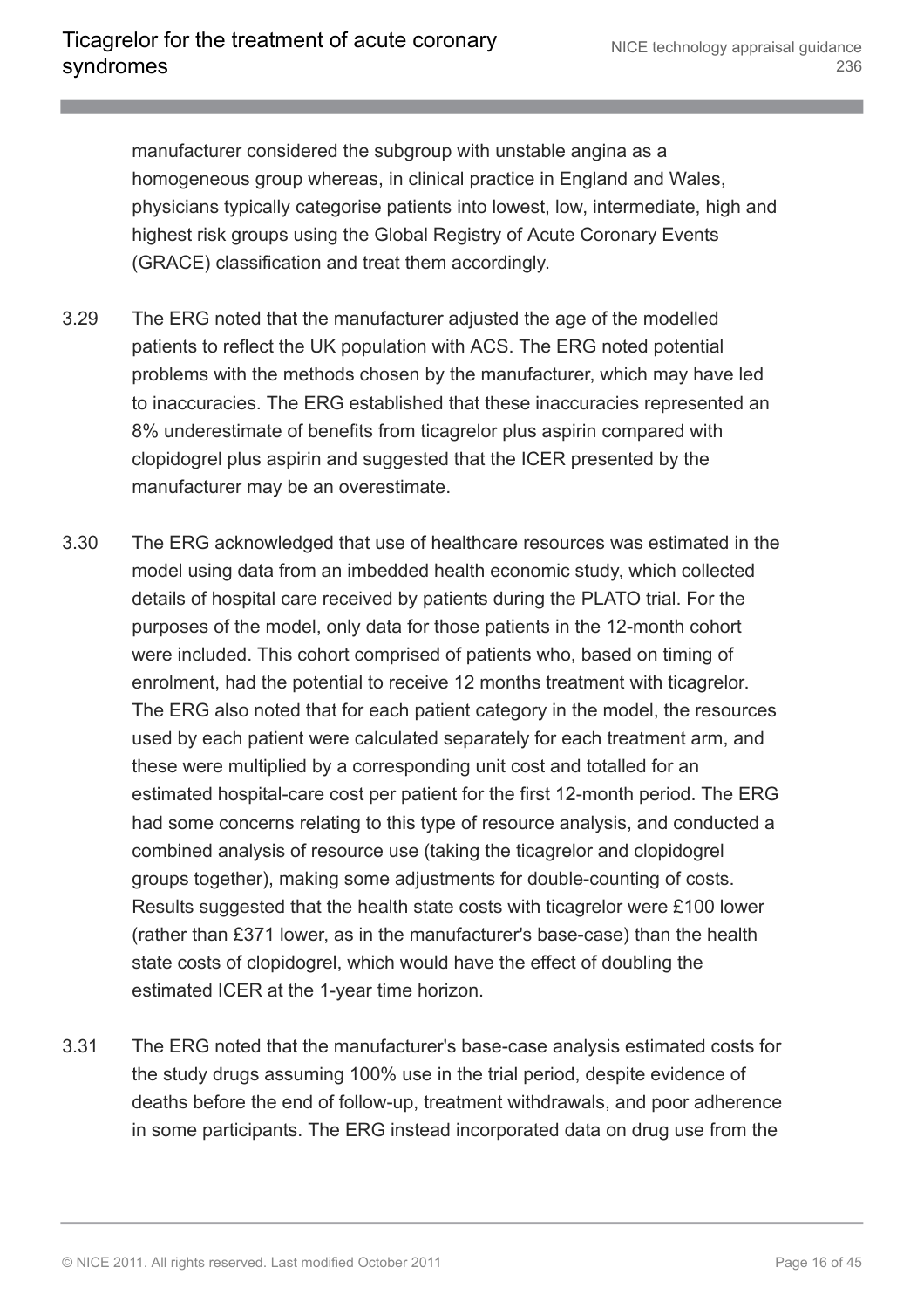manufacturer considered the subgroup with unstable angina as a homogeneous group whereas, in clinical practice in England and Wales, physicians typically categorise patients into lowest, low, intermediate, high and highest risk groups using the Global Registry of Acute Coronary Events (GRACE) classification and treat them accordingly.

3.29 The ERG noted that the manufacturer adjusted the age of the modelled patients to reflect the UK population with ACS. The ERG noted potential problems with the methods chosen by the manufacturer, which may have led to inaccuracies. The ERG established that these inaccuracies represented an 8% underestimate of benefits from ticagrelor plus aspirin compared with clopidogrel plus aspirin and suggested that the ICER presented by the manufacturer may be an overestimate.

3.30 The ERG acknowledged that use of healthcare resources was estimated in the model using data from an imbedded health economic study, which collected details of hospital care received by patients during the PLATO trial. For the purposes of the model, only data for those patients in the 12-month cohort were included. This cohort comprised of patients who, based on timing of enrolment, had the potential to receive 12 months treatment with ticagrelor. The ERG also noted that for each patient category in the model, the resources used by each patient were calculated separately for each treatment arm, and these were multiplied by a corresponding unit cost and totalled for an estimated hospital-care cost per patient for the first 12-month period. The ERG had some concerns relating to this type of resource analysis, and conducted a combined analysis of resource use (taking the ticagrelor and clopidogrel groups together), making some adjustments for double-counting of costs. Results suggested that the health state costs with ticagrelor were £100 lower (rather than £371 lower, as in the manufacturer's base-case) than the health state costs of clopidogrel, which would have the effect of doubling the estimated ICER at the 1-year time horizon.

3.31 The ERG noted that the manufacturer's base-case analysis estimated costs for the study drugs assuming 100% use in the trial period, despite evidence of deaths before the end of follow-up, treatment withdrawals, and poor adherence in some participants. The ERG instead incorporated data on drug use from the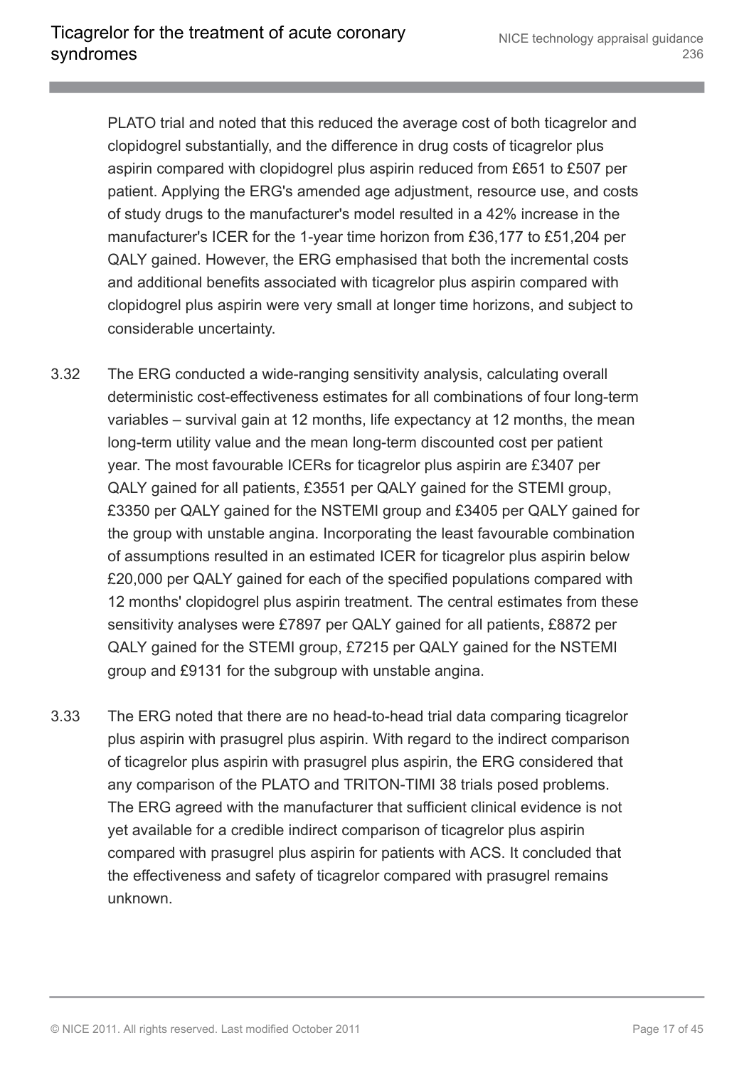PLATO trial and noted that this reduced the average cost of both ticagrelor and clopidogrel substantially, and the difference in drug costs of ticagrelor plus aspirin compared with clopidogrel plus aspirin reduced from £651 to £507 per patient. Applying the ERG's amended age adjustment, resource use, and costs of study drugs to the manufacturer's model resulted in a 42% increase in the manufacturer's ICER for the 1-year time horizon from £36,177 to £51,204 per QALY gained. However, the ERG emphasised that both the incremental costs and additional benefits associated with ticagrelor plus aspirin compared with clopidogrel plus aspirin were very small at longer time horizons, and subject to considerable uncertainty.

3.32 The ERG conducted a wide-ranging sensitivity analysis, calculating overall deterministic cost-effectiveness estimates for all combinations of four long-term variables – survival gain at 12 months, life expectancy at 12 months, the mean long-term utility value and the mean long-term discounted cost per patient year. The most favourable ICERs for ticagrelor plus aspirin are £3407 per QALY gained for all patients, £3551 per QALY gained for the STEMI group, £3350 per QALY gained for the NSTEMI group and £3405 per QALY gained for the group with unstable angina. Incorporating the least favourable combination of assumptions resulted in an estimated ICER for ticagrelor plus aspirin below £20,000 per QALY gained for each of the specified populations compared with 12 months' clopidogrel plus aspirin treatment. The central estimates from these sensitivity analyses were £7897 per QALY gained for all patients, £8872 per QALY gained for the STEMI group, £7215 per QALY gained for the NSTEMI group and £9131 for the subgroup with unstable angina.

3.33 The ERG noted that there are no head-to-head trial data comparing ticagrelor plus aspirin with prasugrel plus aspirin. With regard to the indirect comparison of ticagrelor plus aspirin with prasugrel plus aspirin, the ERG considered that any comparison of the PLATO and TRITON-TIMI 38 trials posed problems. The ERG agreed with the manufacturer that sufficient clinical evidence is not yet available for a credible indirect comparison of ticagrelor plus aspirin compared with prasugrel plus aspirin for patients with ACS. It concluded that the effectiveness and safety of ticagrelor compared with prasugrel remains unknown.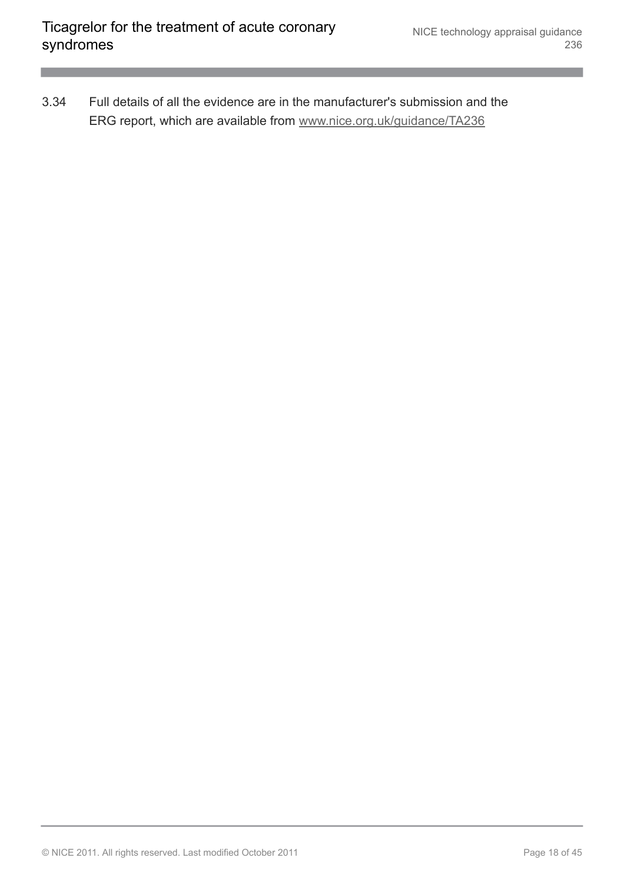3.34 Full details of all the evidence are in the manufacturer's submission and the ERG report, which are available from [www.nice.org.uk/guidance/TA236](http://www.nice.org.uk/guidance/TA236)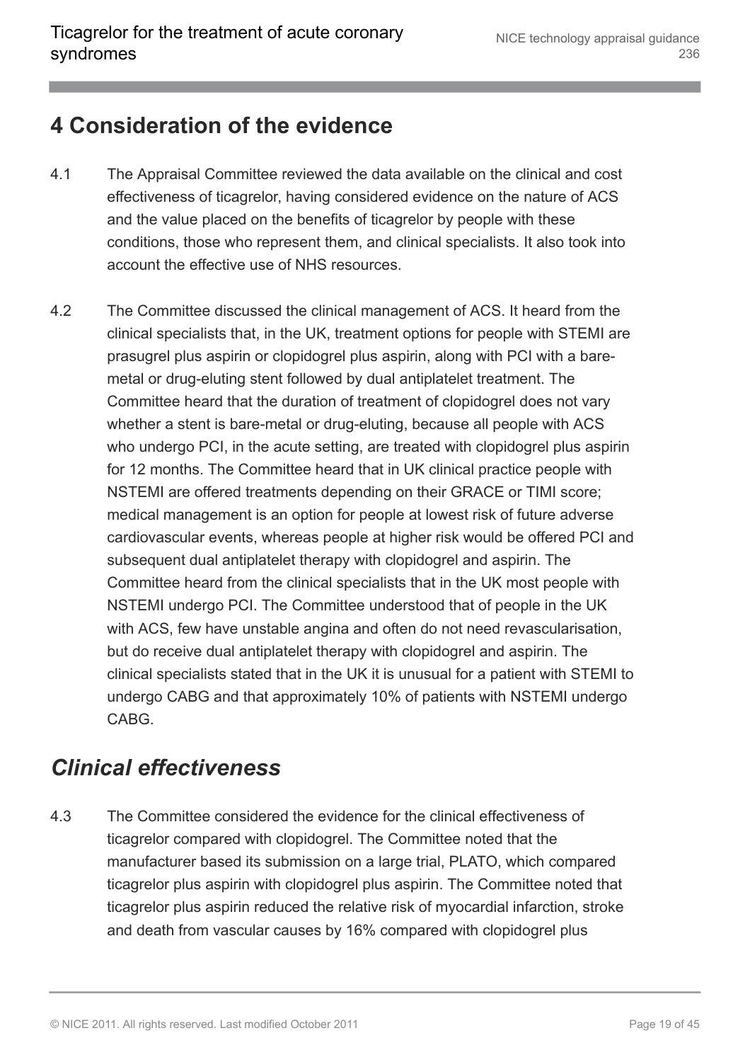# 4 Consideration of the evidence

4.1 The Appraisal Committee reviewed the data available on the clinical and cost effectiveness of ticagrelor, having considered evidence on the nature of ACS and the value placed on the benefits of ticagrelor by people with these conditions, those who represent them, and clinical specialists. It also took into account the effective use of NHS resources.

4.2 The Committee discussed the clinical management of ACS. It heard from the clinical specialists that, in the UK, treatment options for people with STEMI are prasugrel plus aspirin or clopidogrel plus aspirin, along with PCI with a bare-metal or drug-eluting stent followed by dual antiplatelet treatment. The Committee heard that the duration of treatment of clopidogrel does not vary whether a stent is bare-metal or drug-eluting, because all people with ACS who undergo PCI, in the acute setting, are treated with clopidogrel plus aspirin for 12 months. The Committee heard that in UK clinical practice people with NSTEMI are offered treatments depending on their GRACE or TIMI score; medical management is an option for people at lowest risk of future adverse cardiovascular events, whereas people at higher risk would be offered PCI and subsequent dual antiplatelet therapy with clopidogrel and aspirin. The Committee heard from the clinical specialists that in the UK most people with NSTEMI undergo PCI. The Committee understood that of people in the UK with ACS, few have unstable angina and often do not need revascularisation, but do receive dual antiplatelet therapy with clopidogrel and aspirin. The clinical specialists stated that in the UK it is unusual for a patient with STEMI to undergo CABG and that approximately 10% of patients with NSTEMI undergo CABG.

## *Clinical effectiveness*

4.3 The Committee considered the evidence for the clinical effectiveness of ticagrelor compared with clopidogrel. The Committee noted that the manufacturer based its submission on a large trial, PLATO, which compared ticagrelor plus aspirin with clopidogrel plus aspirin. The Committee noted that ticagrelor plus aspirin reduced the relative risk of myocardial infarction, stroke and death from vascular causes by 16% compared with clopidogrel plus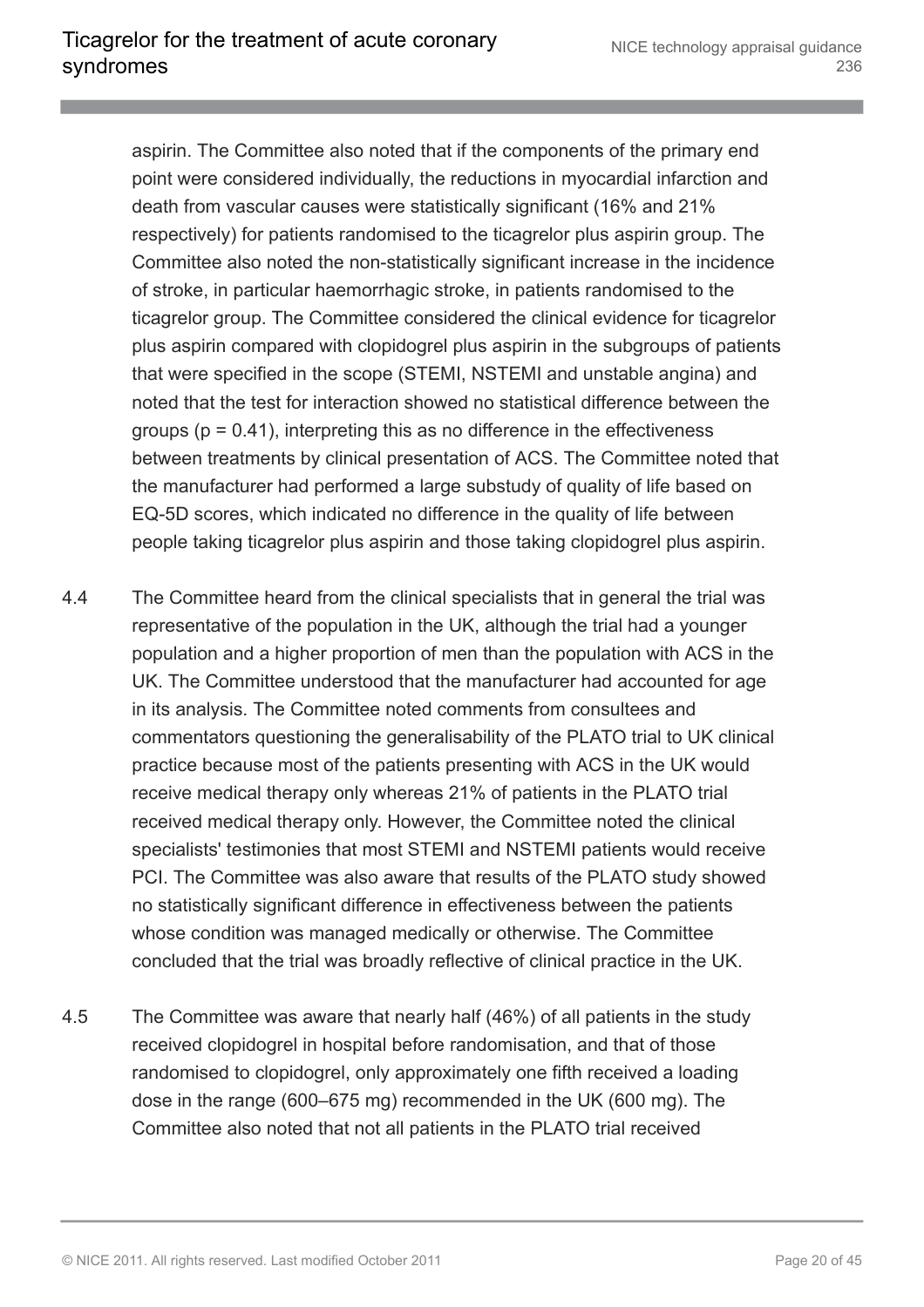aspirin. The Committee also noted that if the components of the primary end point were considered individually, the reductions in myocardial infarction and death from vascular causes were statistically significant (16% and 21% respectively) for patients randomised to the ticagrelor plus aspirin group. The Committee also noted the non-statistically significant increase in the incidence of stroke, in particular haemorrhagic stroke, in patients randomised to the ticagrelor group. The Committee considered the clinical evidence for ticagrelor plus aspirin compared with clopidogrel plus aspirin in the subgroups of patients that were specified in the scope (STEMI, NSTEMI and unstable angina) and noted that the test for interaction showed no statistical difference between the groups ($p = 0.41$), interpreting this as no difference in the effectiveness between treatments by clinical presentation of ACS. The Committee noted that the manufacturer had performed a large substudy of quality of life based on EQ-5D scores, which indicated no difference in the quality of life between people taking ticagrelor plus aspirin and those taking clopidogrel plus aspirin.

4.4 The Committee heard from the clinical specialists that in general the trial was representative of the population in the UK, although the trial had a younger population and a higher proportion of men than the population with ACS in the UK. The Committee understood that the manufacturer had accounted for age in its analysis. The Committee noted comments from consultees and commentators questioning the generalisability of the PLATO trial to UK clinical practice because most of the patients presenting with ACS in the UK would receive medical therapy only whereas 21% of patients in the PLATO trial received medical therapy only. However, the Committee noted the clinical specialists' testimonies that most STEMI and NSTEMI patients would receive PCI. The Committee was also aware that results of the PLATO study showed no statistically significant difference in effectiveness between the patients whose condition was managed medically or otherwise. The Committee concluded that the trial was broadly reflective of clinical practice in the UK.

4.5 The Committee was aware that nearly half (46%) of all patients in the study received clopidogrel in hospital before randomisation, and that of those randomised to clopidogrel, only approximately one fifth received a loading dose in the range (600–675 mg) recommended in the UK (600 mg). The Committee also noted that not all patients in the PLATO trial received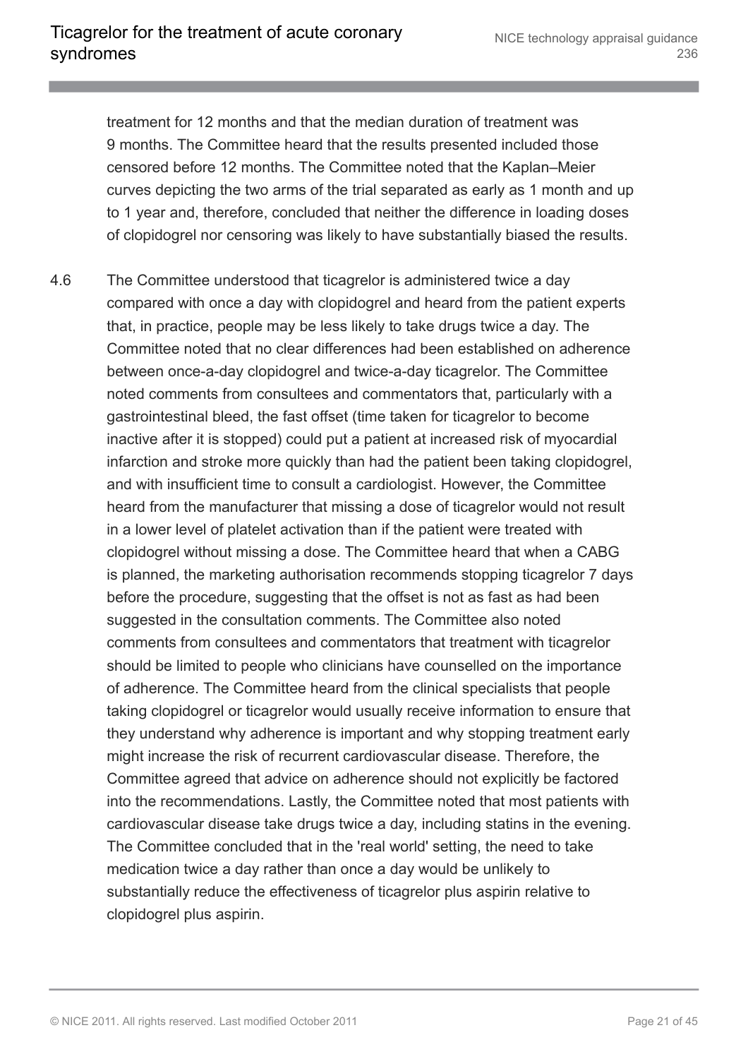treatment for 12 months and that the median duration of treatment was 9 months. The Committee heard that the results presented included those censored before 12 months. The Committee noted that the Kaplan–Meier curves depicting the two arms of the trial separated as early as 1 month and up to 1 year and, therefore, concluded that neither the difference in loading doses of clopidogrel nor censoring was likely to have substantially biased the results.

4.6 The Committee understood that ticagrelor is administered twice a day compared with once a day with clopidogrel and heard from the patient experts that, in practice, people may be less likely to take drugs twice a day. The Committee noted that no clear differences had been established on adherence between once-a-day clopidogrel and twice-a-day ticagrelor. The Committee noted comments from consultees and commentators that, particularly with a gastrointestinal bleed, the fast offset (time taken for ticagrelor to become inactive after it is stopped) could put a patient at increased risk of myocardial infarction and stroke more quickly than had the patient been taking clopidogrel, and with insufficient time to consult a cardiologist. However, the Committee heard from the manufacturer that missing a dose of ticagrelor would not result in a lower level of platelet activation than if the patient were treated with clopidogrel without missing a dose. The Committee heard that when a CABG is planned, the marketing authorisation recommends stopping ticagrelor 7 days before the procedure, suggesting that the offset is not as fast as had been suggested in the consultation comments. The Committee also noted comments from consultees and commentators that treatment with ticagrelor should be limited to people who clinicians have counselled on the importance of adherence. The Committee heard from the clinical specialists that people taking clopidogrel or ticagrelor would usually receive information to ensure that they understand why adherence is important and why stopping treatment early might increase the risk of recurrent cardiovascular disease. Therefore, the Committee agreed that advice on adherence should not explicitly be factored into the recommendations. Lastly, the Committee noted that most patients with cardiovascular disease take drugs twice a day, including statins in the evening. The Committee concluded that in the 'real world' setting, the need to take medication twice a day rather than once a day would be unlikely to substantially reduce the effectiveness of ticagrelor plus aspirin relative to clopidogrel plus aspirin.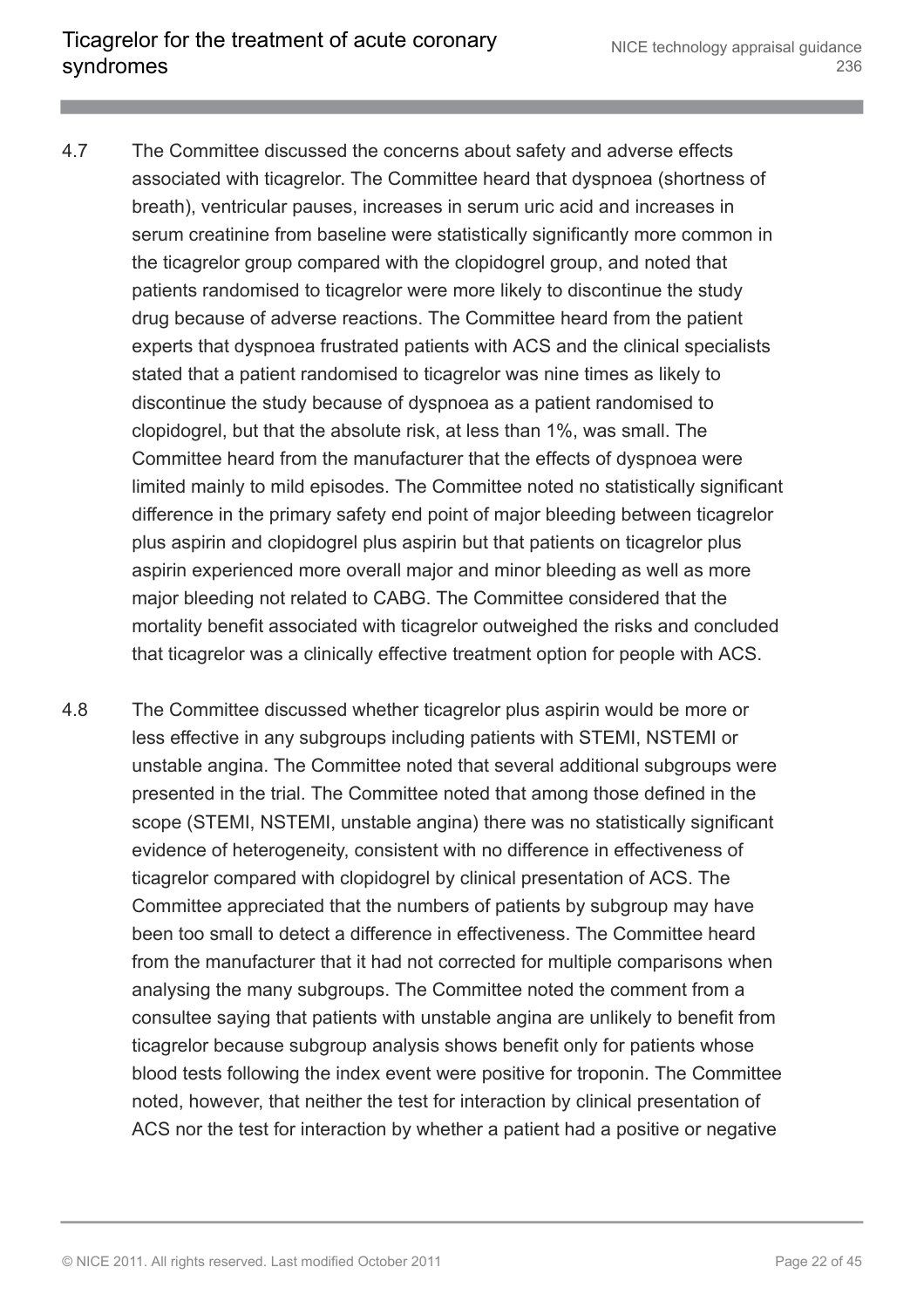4.7 The Committee discussed the concerns about safety and adverse effects associated with ticagrelor. The Committee heard that dyspnoea (shortness of breath), ventricular pauses, increases in serum uric acid and increases in serum creatinine from baseline were statistically significantly more common in the ticagrelor group compared with the clopidogrel group, and noted that patients randomised to ticagrelor were more likely to discontinue the study drug because of adverse reactions. The Committee heard from the patient experts that dyspnoea frustrated patients with ACS and the clinical specialists stated that a patient randomised to ticagrelor was nine times as likely to discontinue the study because of dyspnoea as a patient randomised to clopidogrel, but that the absolute risk, at less than 1%, was small. The Committee heard from the manufacturer that the effects of dyspnoea were limited mainly to mild episodes. The Committee noted no statistically significant difference in the primary safety end point of major bleeding between ticagrelor plus aspirin and clopidogrel plus aspirin but that patients on ticagrelor plus aspirin experienced more overall major and minor bleeding as well as more major bleeding not related to CABG. The Committee considered that the mortality benefit associated with ticagrelor outweighed the risks and concluded that ticagrelor was a clinically effective treatment option for people with ACS.

4.8 The Committee discussed whether ticagrelor plus aspirin would be more or less effective in any subgroups including patients with STEMI, NSTEMI or unstable angina. The Committee noted that several additional subgroups were presented in the trial. The Committee noted that among those defined in the scope (STEMI, NSTEMI, unstable angina) there was no statistically significant evidence of heterogeneity, consistent with no difference in effectiveness of ticagrelor compared with clopidogrel by clinical presentation of ACS. The Committee appreciated that the numbers of patients by subgroup may have been too small to detect a difference in effectiveness. The Committee heard from the manufacturer that it had not corrected for multiple comparisons when analysing the many subgroups. The Committee noted the comment from a consultee saying that patients with unstable angina are unlikely to benefit from ticagrelor because subgroup analysis shows benefit only for patients whose blood tests following the index event were positive for troponin. The Committee noted, however, that neither the test for interaction by clinical presentation of ACS nor the test for interaction by whether a patient had a positive or negative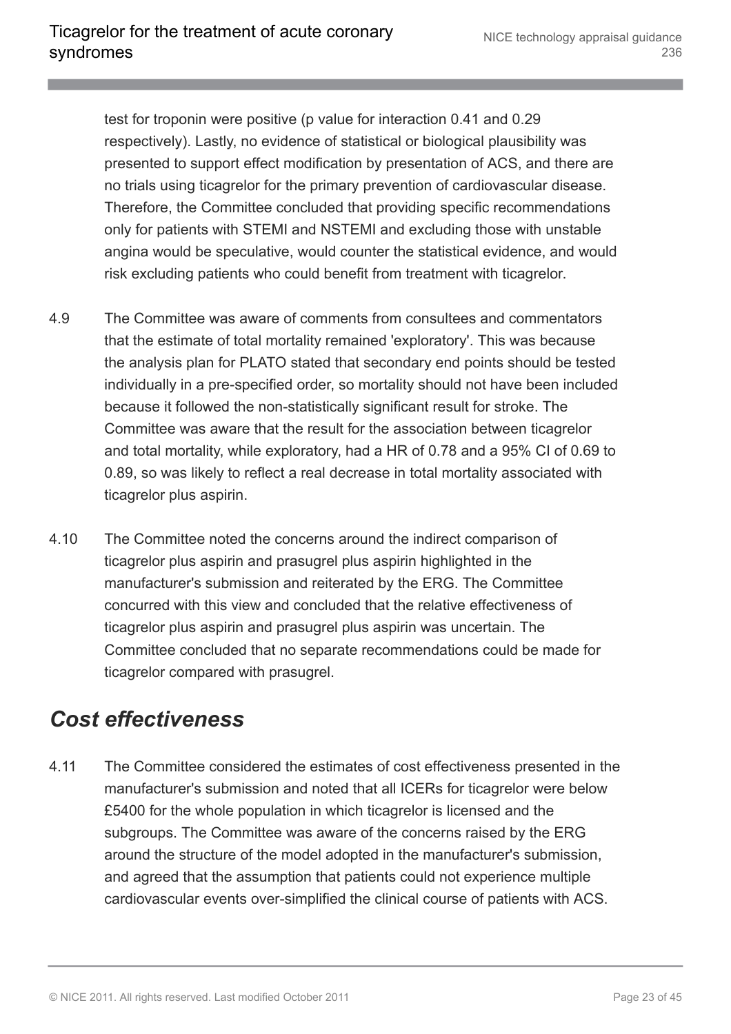test for troponin were positive (p value for interaction 0.41 and 0.29 respectively). Lastly, no evidence of statistical or biological plausibility was presented to support effect modification by presentation of ACS, and there are no trials using ticagrelor for the primary prevention of cardiovascular disease. Therefore, the Committee concluded that providing specific recommendations only for patients with STEMI and NSTEMI and excluding those with unstable angina would be speculative, would counter the statistical evidence, and would risk excluding patients who could benefit from treatment with ticagrelor.

4.9 The Committee was aware of comments from consultees and commentators that the estimate of total mortality remained 'exploratory'. This was because the analysis plan for PLATO stated that secondary end points should be tested individually in a pre-specified order, so mortality should not have been included because it followed the non-statistically significant result for stroke. The Committee was aware that the result for the association between ticagrelor and total mortality, while exploratory, had a HR of 0.78 and a 95% CI of 0.69 to 0.89, so was likely to reflect a real decrease in total mortality associated with ticagrelor plus aspirin.

4.10 The Committee noted the concerns around the indirect comparison of ticagrelor plus aspirin and prasugrel plus aspirin highlighted in the manufacturer's submission and reiterated by the ERG. The Committee concurred with this view and concluded that the relative effectiveness of ticagrelor plus aspirin and prasugrel plus aspirin was uncertain. The Committee concluded that no separate recommendations could be made for ticagrelor compared with prasugrel.

## *Cost effectiveness*

4.11 The Committee considered the estimates of cost effectiveness presented in the manufacturer's submission and noted that all ICERs for ticagrelor were below £5400 for the whole population in which ticagrelor is licensed and the subgroups. The Committee was aware of the concerns raised by the ERG around the structure of the model adopted in the manufacturer's submission, and agreed that the assumption that patients could not experience multiple cardiovascular events over-simplified the clinical course of patients with ACS.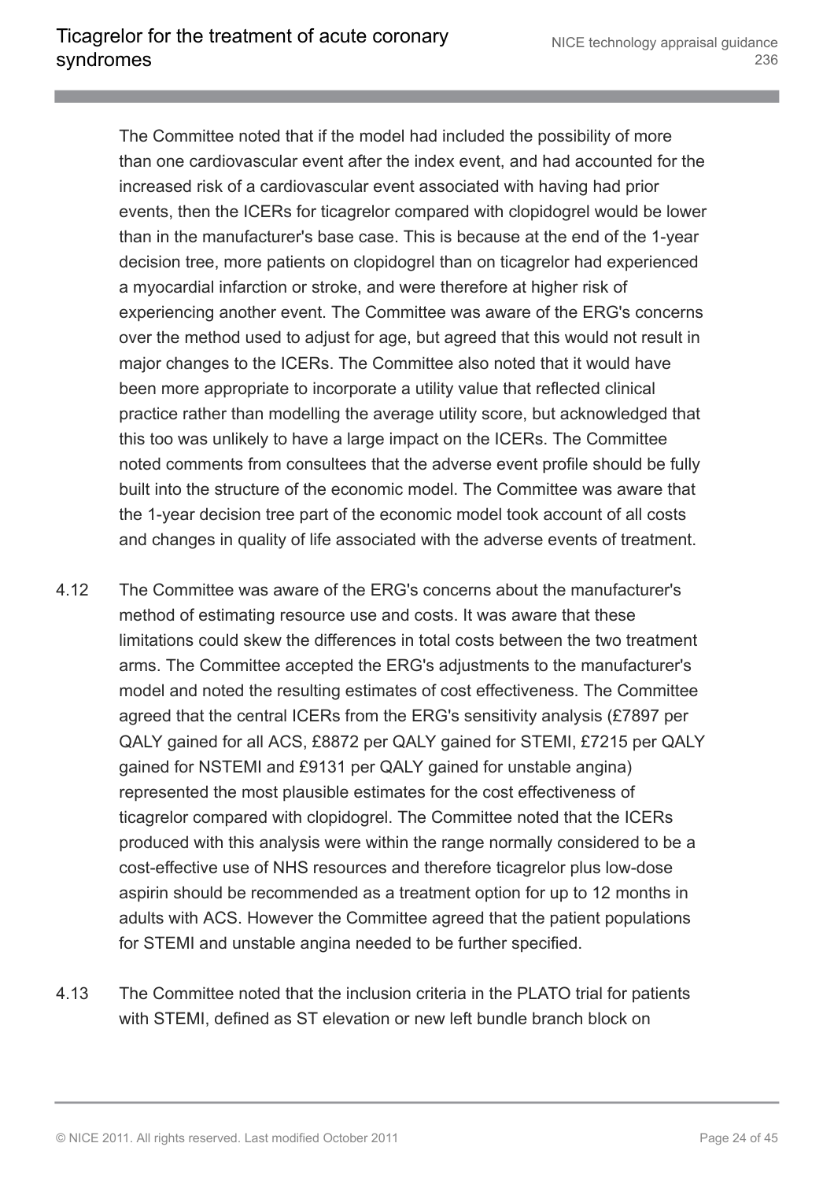The Committee noted that if the model had included the possibility of more than one cardiovascular event after the index event, and had accounted for the increased risk of a cardiovascular event associated with having had prior events, then the ICERs for ticagrelor compared with clopidogrel would be lower than in the manufacturer's base case. This is because at the end of the 1-year decision tree, more patients on clopidogrel than on ticagrelor had experienced a myocardial infarction or stroke, and were therefore at higher risk of experiencing another event. The Committee was aware of the ERG's concerns over the method used to adjust for age, but agreed that this would not result in major changes to the ICERs. The Committee also noted that it would have been more appropriate to incorporate a utility value that reflected clinical practice rather than modelling the average utility score, but acknowledged that this too was unlikely to have a large impact on the ICERs. The Committee noted comments from consultees that the adverse event profile should be fully built into the structure of the economic model. The Committee was aware that the 1-year decision tree part of the economic model took account of all costs and changes in quality of life associated with the adverse events of treatment.

4.12 The Committee was aware of the ERG's concerns about the manufacturer's method of estimating resource use and costs. It was aware that these limitations could skew the differences in total costs between the two treatment arms. The Committee accepted the ERG's adjustments to the manufacturer's model and noted the resulting estimates of cost effectiveness. The Committee agreed that the central ICERs from the ERG's sensitivity analysis (£7897 per QALY gained for all ACS, £8872 per QALY gained for STEMI, £7215 per QALY gained for NSTEMI and £9131 per QALY gained for unstable angina) represented the most plausible estimates for the cost effectiveness of ticagrelor compared with clopidogrel. The Committee noted that the ICERs produced with this analysis were within the range normally considered to be a cost-effective use of NHS resources and therefore ticagrelor plus low-dose aspirin should be recommended as a treatment option for up to 12 months in adults with ACS. However the Committee agreed that the patient populations for STEMI and unstable angina needed to be further specified.

4.13 The Committee noted that the inclusion criteria in the PLATO trial for patients with STEMI, defined as ST elevation or new left bundle branch block on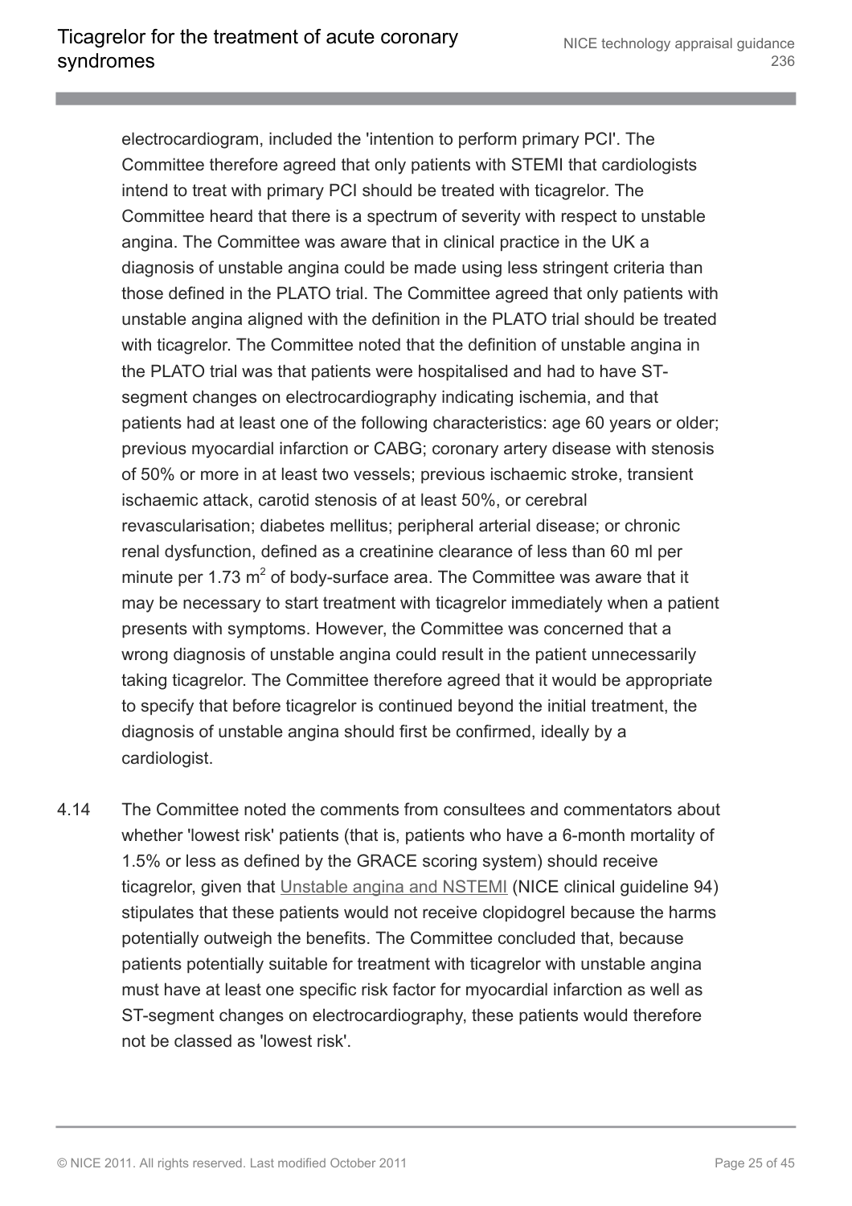electrocardiogram, included the 'intention to perform primary PCI'. The Committee therefore agreed that only patients with STEMI that cardiologists intend to treat with primary PCI should be treated with ticagrelor. The Committee heard that there is a spectrum of severity with respect to unstable angina. The Committee was aware that in clinical practice in the UK a diagnosis of unstable angina could be made using less stringent criteria than those defined in the PLATO trial. The Committee agreed that only patients with unstable angina aligned with the definition in the PLATO trial should be treated with ticagrelor. The Committee noted that the definition of unstable angina in the PLATO trial was that patients were hospitalised and had to have ST-segment changes on electrocardiography indicating ischemia, and that patients had at least one of the following characteristics: age 60 years or older; previous myocardial infarction or CABG; coronary artery disease with stenosis of 50% or more in at least two vessels; previous ischaemic stroke, transient ischaemic attack, carotid stenosis of at least 50%, or cerebral revascularisation; diabetes mellitus; peripheral arterial disease; or chronic renal dysfunction, defined as a creatinine clearance of less than 60 ml per minute per 1.73 $m^2$ of body-surface area. The Committee was aware that it may be necessary to start treatment with ticagrelor immediately when a patient presents with symptoms. However, the Committee was concerned that a wrong diagnosis of unstable angina could result in the patient unnecessarily taking ticagrelor. The Committee therefore agreed that it would be appropriate to specify that before ticagrelor is continued beyond the initial treatment, the diagnosis of unstable angina should first be confirmed, ideally by a cardiologist.

4.14 The Committee noted the comments from consultees and commentators about whether 'lowest risk' patients (that is, patients who have a 6-month mortality of 1.5% or less as defined by the GRACE scoring system) should receive ticagrelor, given that Unstable angina and NSTEMI (NICE clinical guideline 94) stipulates that these patients would not receive clopidogrel because the harms potentially outweigh the benefits. The Committee concluded that, because patients potentially suitable for treatment with ticagrelor with unstable angina must have at least one specific risk factor for myocardial infarction as well as ST-segment changes on electrocardiography, these patients would therefore not be classed as 'lowest risk'.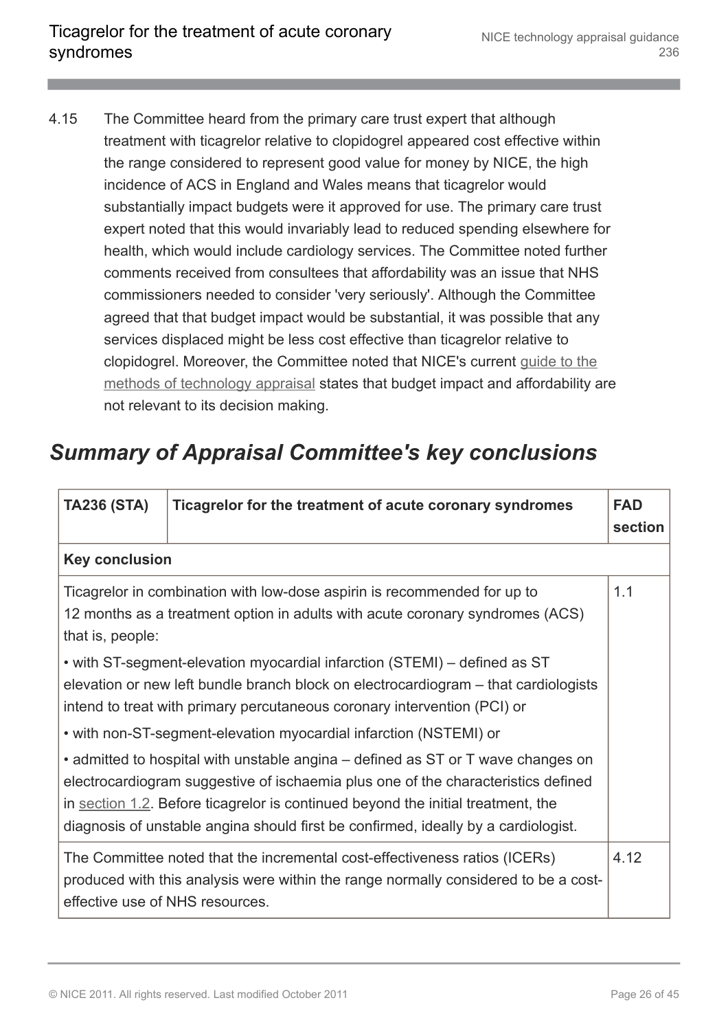4.15 The Committee heard from the primary care trust expert that although treatment with ticagrelor relative to clopidogrel appeared cost effective within the range considered to represent good value for money by NICE, the high incidence of ACS in England and Wales means that ticagrelor would substantially impact budgets were it approved for use. The primary care trust expert noted that this would invariably lead to reduced spending elsewhere for health, which would include cardiology services. The Committee noted further comments received from consultees that affordability was an issue that NHS commissioners needed to consider 'very seriously'. Although the Committee agreed that that budget impact would be substantial, it was possible that any services displaced might be less cost effective than ticagrelor relative to clopidogrel. Moreover, the Committee noted that NICE's current guide to the methods of technology appraisal states that budget impact and affordability are not relevant to its decision making.

## *Summary of Appraisal Committee's key conclusions*

| **TA236 (STA)** | **Ticagrelor for the treatment of acute coronary syndromes** | **FAD section** |
|---|---|---|
| **Key conclusion** | | |
| Ticagrelor in combination with low-dose aspirin is recommended for up to 12 months as a treatment option in adults with acute coronary syndromes (ACS) that is, people:<br>• with ST-segment-elevation myocardial infarction (STEMI) – defined as ST elevation or new left bundle branch block on electrocardiogram – that cardiologists intend to treat with primary percutaneous coronary intervention (PCI) or<br>• with non-ST-segment-elevation myocardial infarction (NSTEMI) or<br>• admitted to hospital with unstable angina – defined as ST or T wave changes on electrocardiogram suggestive of ischaemia plus one of the characteristics defined in section 1.2. Before ticagrelor is continued beyond the initial treatment, the diagnosis of unstable angina should first be confirmed, ideally by a cardiologist. | | 1.1 |
| The Committee noted that the incremental cost-effectiveness ratios (ICERs) produced with this analysis were within the range normally considered to be a cost-effective use of NHS resources. | | 4.12 |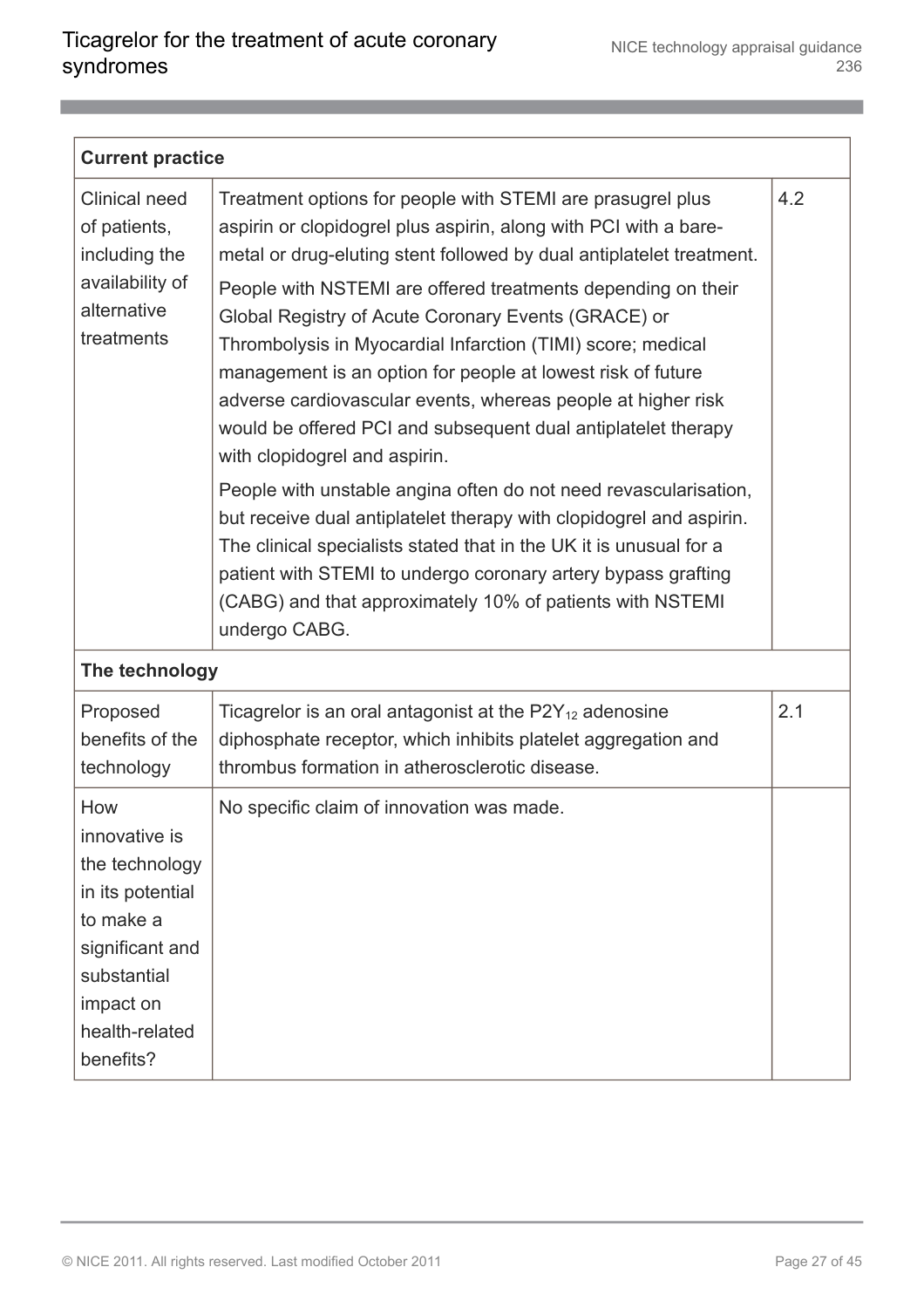| Current practice | | |
|---|---|---|
| Clinical need of patients, including the availability of alternative treatments | Treatment options for people with STEMI are prasugrel plus aspirin or clopidogrel plus aspirin, along with PCI with a bare-metal or drug-eluting stent followed by dual antiplatelet treatment.<br><br>People with NSTEMI are offered treatments depending on their Global Registry of Acute Coronary Events (GRACE) or Thrombolysis in Myocardial Infarction (TIMI) score; medical management is an option for people at lowest risk of future adverse cardiovascular events, whereas people at higher risk would be offered PCI and subsequent dual antiplatelet therapy with clopidogrel and aspirin.<br><br>People with unstable angina often do not need revascularisation, but receive dual antiplatelet therapy with clopidogrel and aspirin. The clinical specialists stated that in the UK it is unusual for a patient with STEMI to undergo coronary artery bypass grafting (CABG) and that approximately 10% of patients with NSTEMI undergo CABG. | 4.2 |
| **The technology** | | |
| Proposed benefits of the technology | Ticagrelor is an oral antagonist at the $P2Y_{12}$ adenosine diphosphate receptor, which inhibits platelet aggregation and thrombus formation in atherosclerotic disease. | 2.1 |
| How innovative is the technology in its potential to make a significant and substantial impact on health-related benefits? | No specific claim of innovation was made. | |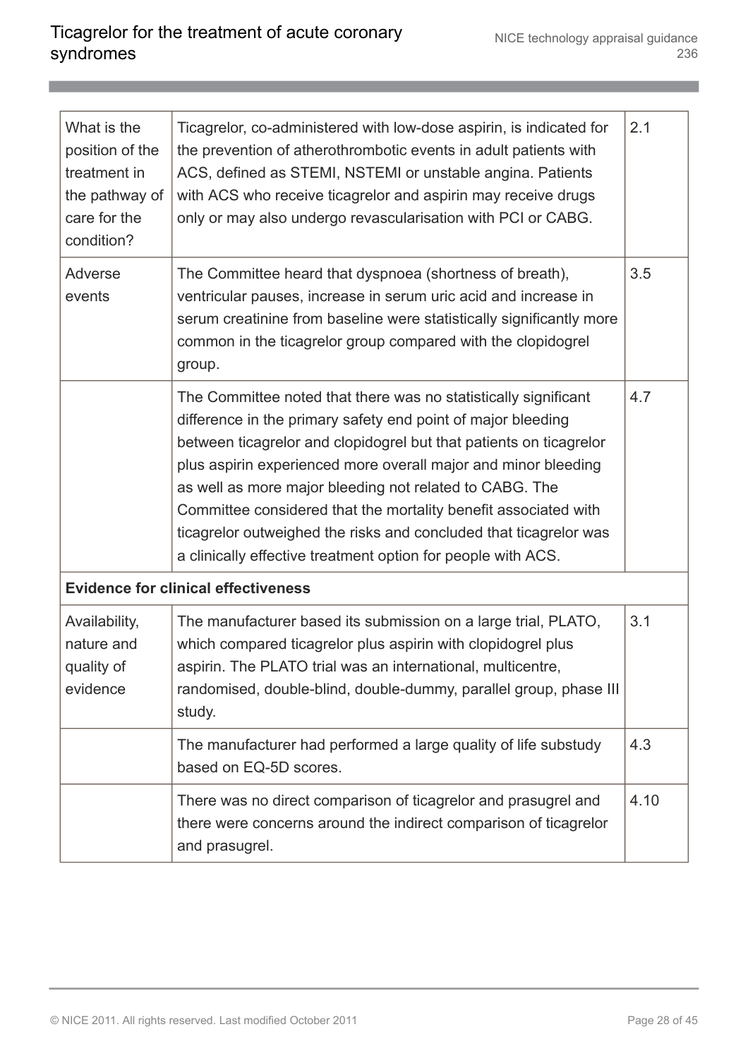| | | |
|---|---|---|
| What is the position of the treatment in the pathway of care for the condition? | Ticagrelor, co-administered with low-dose aspirin, is indicated for the prevention of atherothrombotic events in adult patients with ACS, defined as STEMI, NSTEMI or unstable angina. Patients with ACS who receive ticagrelor and aspirin may receive drugs only or may also undergo revascularisation with PCI or CABG. | 2.1 |
| Adverse events | The Committee heard that dyspnoea (shortness of breath), ventricular pauses, increase in serum uric acid and increase in serum creatinine from baseline were statistically significantly more common in the ticagrelor group compared with the clopidogrel group. | 3.5 |
| | The Committee noted that there was no statistically significant difference in the primary safety end point of major bleeding between ticagrelor and clopidogrel but that patients on ticagrelor plus aspirin experienced more overall major and minor bleeding as well as more major bleeding not related to CABG. The Committee considered that the mortality benefit associated with ticagrelor outweighed the risks and concluded that ticagrelor was a clinically effective treatment option for people with ACS. | 4.7 |
| **Evidence for clinical effectiveness** | | |
| Availability, nature and quality of evidence | The manufacturer based its submission on a large trial, PLATO, which compared ticagrelor plus aspirin with clopidogrel plus aspirin. The PLATO trial was an international, multicentre, randomised, double-blind, double-dummy, parallel group, phase III study. | 3.1 |
| | The manufacturer had performed a large quality of life substudy based on EQ-5D scores. | 4.3 |
| | There was no direct comparison of ticagrelor and prasugrel and there were concerns around the indirect comparison of ticagrelor and prasugrel. | 4.10 |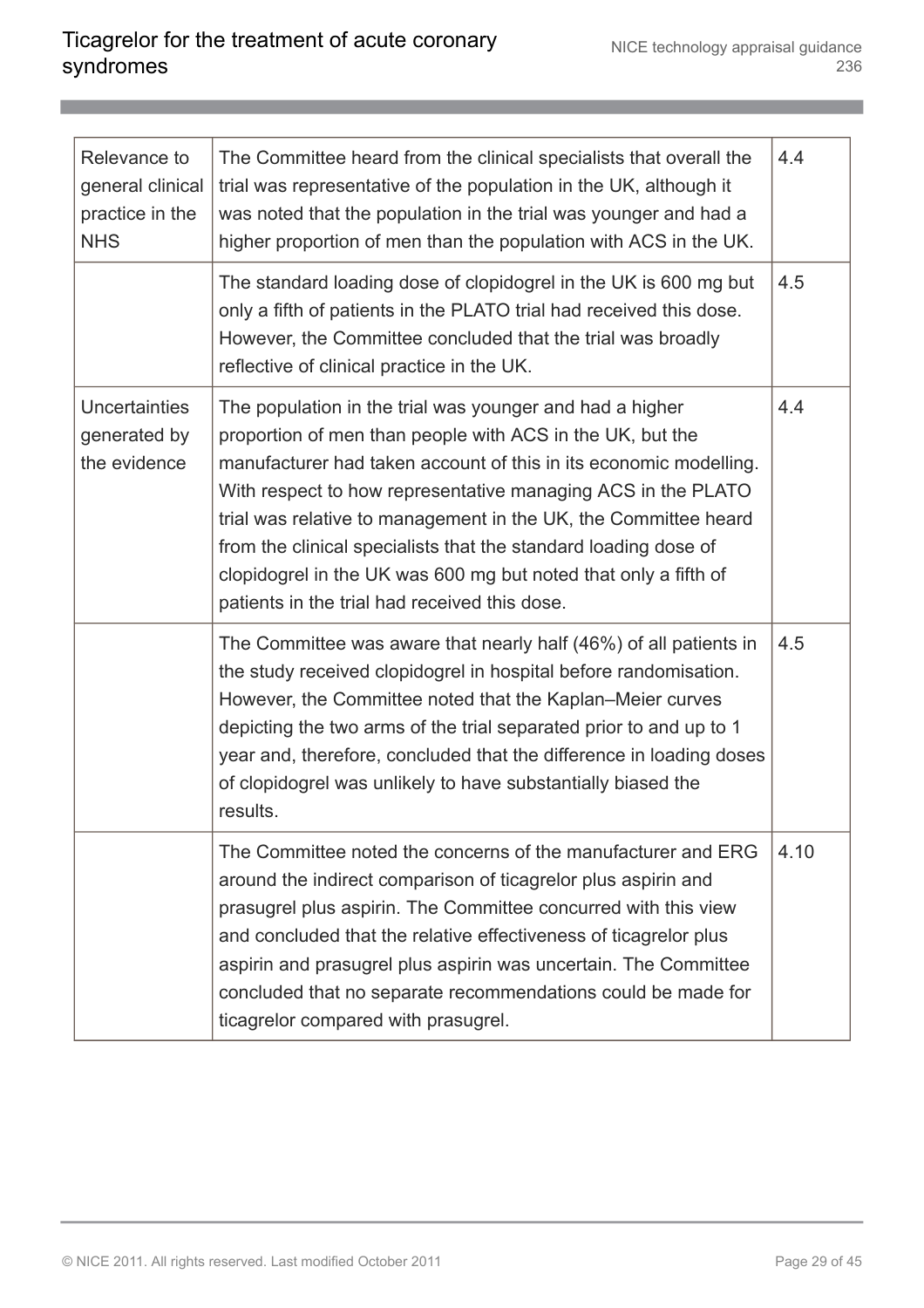| | | |
|---|---|---|
| Relevance to general clinical practice in the NHS | The Committee heard from the clinical specialists that overall the trial was representative of the population in the UK, although it was noted that the population in the trial was younger and had a higher proportion of men than the population with ACS in the UK. | 4.4 |
| | The standard loading dose of clopidogrel in the UK is 600 mg but only a fifth of patients in the PLATO trial had received this dose. However, the Committee concluded that the trial was broadly reflective of clinical practice in the UK. | 4.5 |
| Uncertainties generated by the evidence | The population in the trial was younger and had a higher proportion of men than people with ACS in the UK, but the manufacturer had taken account of this in its economic modelling. With respect to how representative managing ACS in the PLATO trial was relative to management in the UK, the Committee heard from the clinical specialists that the standard loading dose of clopidogrel in the UK was 600 mg but noted that only a fifth of patients in the trial had received this dose. | 4.4 |
| | The Committee was aware that nearly half (46%) of all patients in the study received clopidogrel in hospital before randomisation. However, the Committee noted that the Kaplan–Meier curves depicting the two arms of the trial separated prior to and up to 1 year and, therefore, concluded that the difference in loading doses of clopidogrel was unlikely to have substantially biased the results. | 4.5 |
| | The Committee noted the concerns of the manufacturer and ERG around the indirect comparison of ticagrelor plus aspirin and prasugrel plus aspirin. The Committee concurred with this view and concluded that the relative effectiveness of ticagrelor plus aspirin and prasugrel plus aspirin was uncertain. The Committee concluded that no separate recommendations could be made for ticagrelor compared with prasugrel. | 4.10 |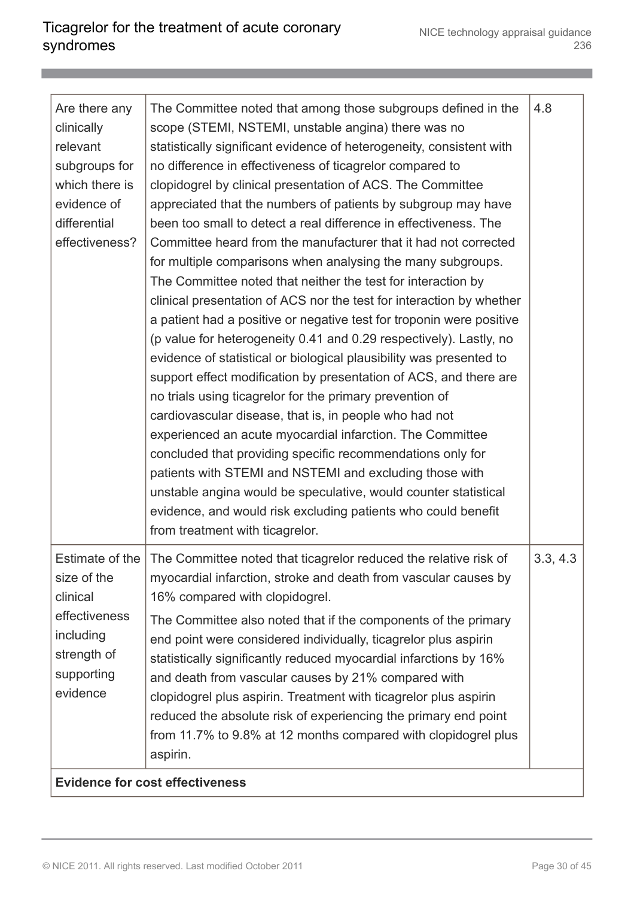| | | |
|---|---|---|
| Are there any clinically relevant subgroups for which there is evidence of differential effectiveness? | The Committee noted that among those subgroups defined in the scope (STEMI, NSTEMI, unstable angina) there was no statistically significant evidence of heterogeneity, consistent with no difference in effectiveness of ticagrelor compared to clopidogrel by clinical presentation of ACS. The Committee appreciated that the numbers of patients by subgroup may have been too small to detect a real difference in effectiveness. The Committee heard from the manufacturer that it had not corrected for multiple comparisons when analysing the many subgroups. The Committee noted that neither the test for interaction by clinical presentation of ACS nor the test for interaction by whether a patient had a positive or negative test for troponin were positive (p value for heterogeneity 0.41 and 0.29 respectively). Lastly, no evidence of statistical or biological plausibility was presented to support effect modification by presentation of ACS, and there are no trials using ticagrelor for the primary prevention of cardiovascular disease, that is, in people who had not experienced an acute myocardial infarction. The Committee concluded that providing specific recommendations only for patients with STEMI and NSTEMI and excluding those with unstable angina would be speculative, would counter statistical evidence, and would risk excluding patients who could benefit from treatment with ticagrelor. | 4.8 |
| Estimate of the size of the clinical effectiveness including strength of supporting evidence | The Committee noted that ticagrelor reduced the relative risk of myocardial infarction, stroke and death from vascular causes by 16% compared with clopidogrel.<br><br>The Committee also noted that if the components of the primary end point were considered individually, ticagrelor plus aspirin statistically significantly reduced myocardial infarctions by 16% and death from vascular causes by 21% compared with clopidogrel plus aspirin. Treatment with ticagrelor plus aspirin reduced the absolute risk of experiencing the primary end point from 11.7% to 9.8% at 12 months compared with clopidogrel plus aspirin. | 3.3, 4.3 |
| **Evidence for cost effectiveness** | | |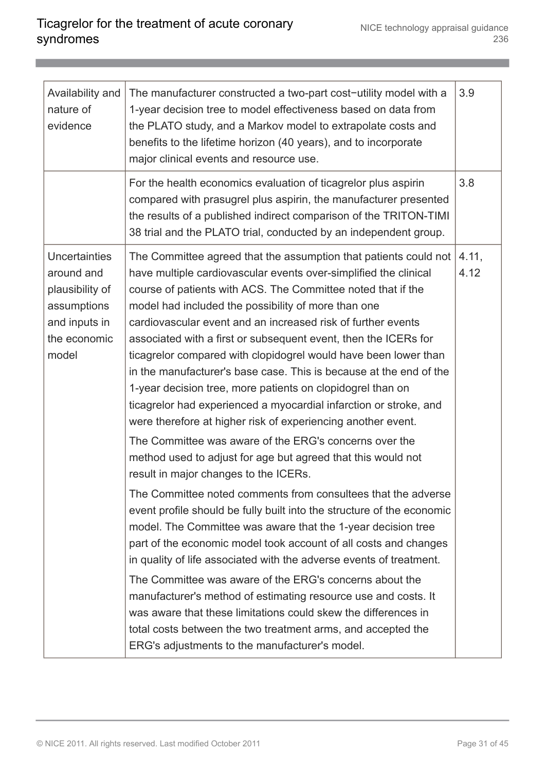| | | |
|---|---|---|
| Availability and nature of evidence | The manufacturer constructed a two-part cost−utility model with a 1-year decision tree to model effectiveness based on data from the PLATO study, and a Markov model to extrapolate costs and benefits to the lifetime horizon (40 years), and to incorporate major clinical events and resource use. | 3.9 |
| | For the health economics evaluation of ticagrelor plus aspirin compared with prasugrel plus aspirin, the manufacturer presented the results of a published indirect comparison of the TRITON-TIMI 38 trial and the PLATO trial, conducted by an independent group. | 3.8 |
| Uncertainties around and plausibility of assumptions and inputs in the economic model | The Committee agreed that the assumption that patients could not have multiple cardiovascular events over-simplified the clinical course of patients with ACS. The Committee noted that if the model had included the possibility of more than one cardiovascular event and an increased risk of further events associated with a first or subsequent event, then the ICERs for ticagrelor compared with clopidogrel would have been lower than in the manufacturer's base case. This is because at the end of the 1-year decision tree, more patients on clopidogrel than on ticagrelor had experienced a myocardial infarction or stroke, and were therefore at higher risk of experiencing another event.<br><br>The Committee was aware of the ERG's concerns over the method used to adjust for age but agreed that this would not result in major changes to the ICERs.<br><br>The Committee noted comments from consultees that the adverse event profile should be fully built into the structure of the economic model. The Committee was aware that the 1-year decision tree part of the economic model took account of all costs and changes in quality of life associated with the adverse events of treatment.<br><br>The Committee was aware of the ERG's concerns about the manufacturer's method of estimating resource use and costs. It was aware that these limitations could skew the differences in total costs between the two treatment arms, and accepted the ERG's adjustments to the manufacturer's model. | 4.11, 4.12 |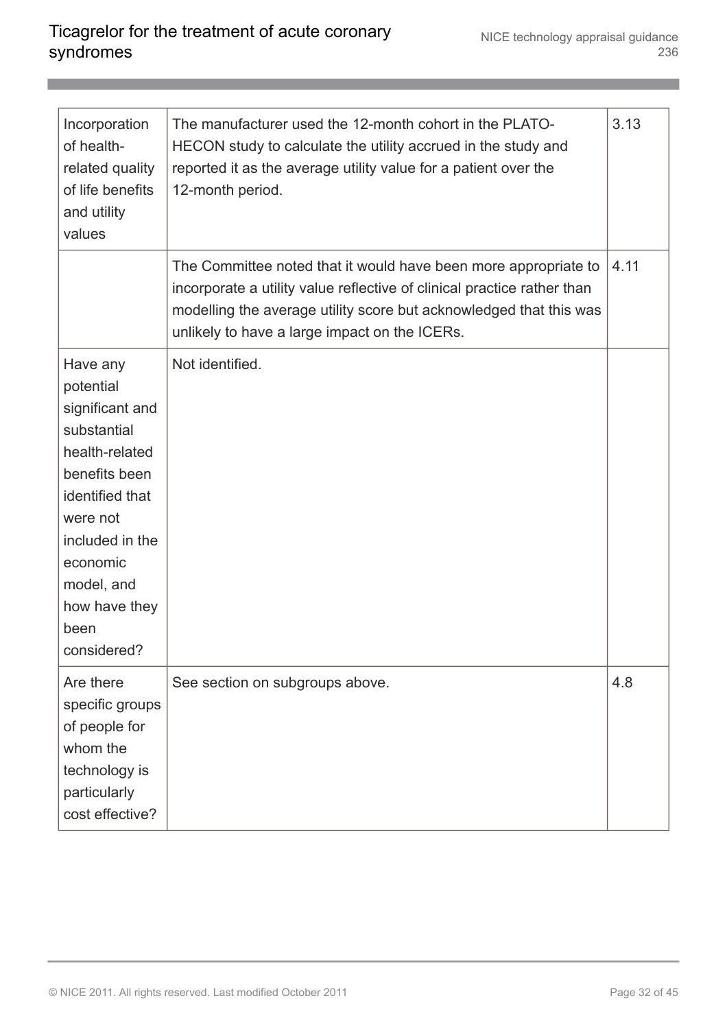| | | |
|---|---|---|
| Incorporation of health-related quality of life benefits and utility values | The manufacturer used the 12-month cohort in the PLATO-HECON study to calculate the utility accrued in the study and reported it as the average utility value for a patient over the 12-month period. | 3.13 |
| | The Committee noted that it would have been more appropriate to incorporate a utility value reflective of clinical practice rather than modelling the average utility score but acknowledged that this was unlikely to have a large impact on the ICERs. | 4.11 |
| Have any potential significant and substantial health-related benefits been identified that were not included in the economic model, and how have they been considered? | Not identified. | |
| Are there specific groups of people for whom the technology is particularly cost effective? | See section on subgroups above. | 4.8 |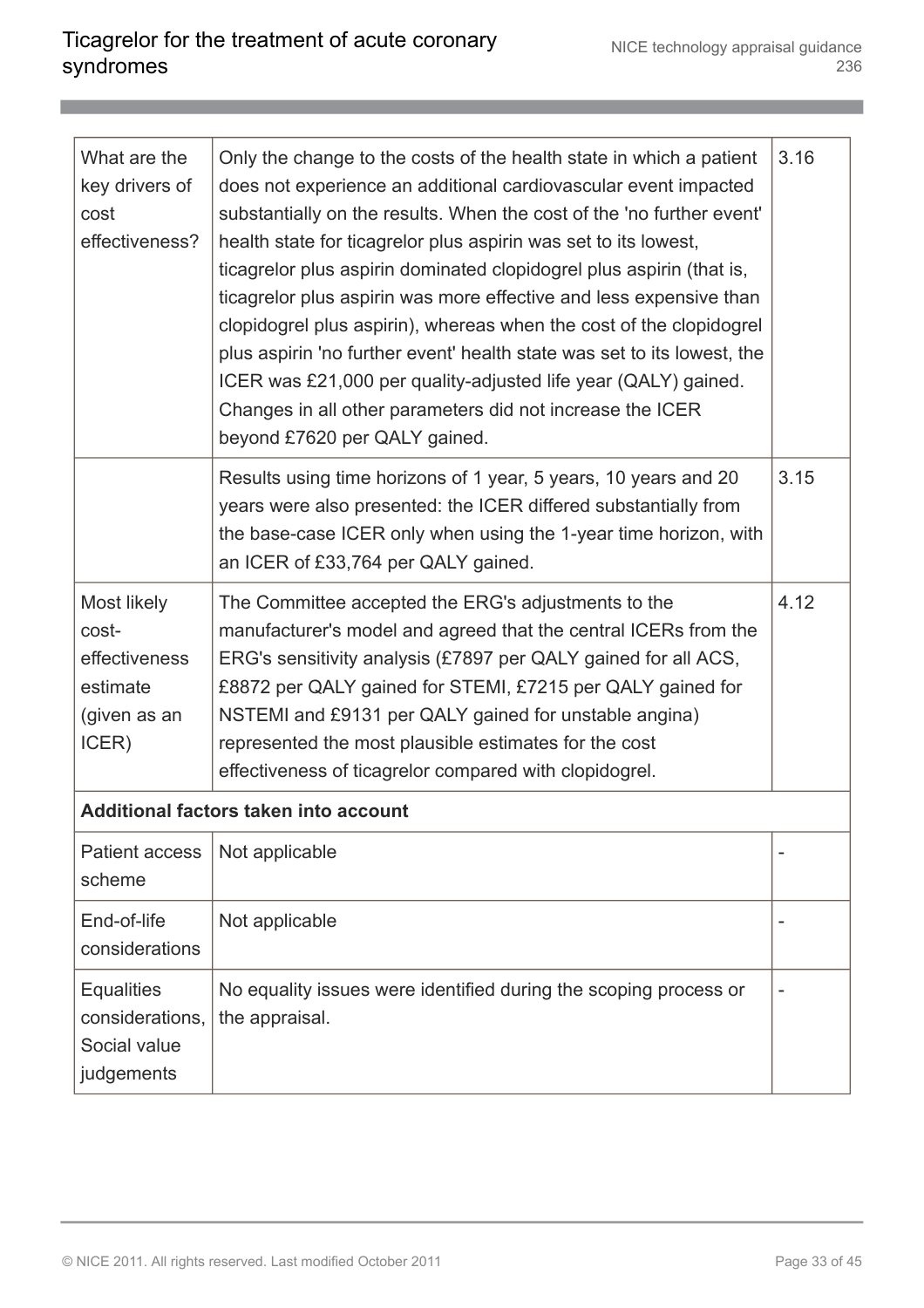| | | |
|---|---|---|
| What are the key drivers of cost effectiveness? | Only the change to the costs of the health state in which a patient does not experience an additional cardiovascular event impacted substantially on the results. When the cost of the 'no further event' health state for ticagrelor plus aspirin was set to its lowest, ticagrelor plus aspirin dominated clopidogrel plus aspirin (that is, ticagrelor plus aspirin was more effective and less expensive than clopidogrel plus aspirin), whereas when the cost of the clopidogrel plus aspirin 'no further event' health state was set to its lowest, the ICER was £21,000 per quality-adjusted life year (QALY) gained. Changes in all other parameters did not increase the ICER beyond £7620 per QALY gained. | 3.16 |
| | Results using time horizons of 1 year, 5 years, 10 years and 20 years were also presented: the ICER differed substantially from the base-case ICER only when using the 1-year time horizon, with an ICER of £33,764 per QALY gained. | 3.15 |
| Most likely cost-effectiveness estimate (given as an ICER) | The Committee accepted the ERG's adjustments to the manufacturer's model and agreed that the central ICERs from the ERG's sensitivity analysis (£7897 per QALY gained for all ACS, £8872 per QALY gained for STEMI, £7215 per QALY gained for NSTEMI and £9131 per QALY gained for unstable angina) represented the most plausible estimates for the cost effectiveness of ticagrelor compared with clopidogrel. | 4.12 |
| **Additional factors taken into account** | | |
| Patient access scheme | Not applicable | - |
| End-of-life considerations | Not applicable | - |
| Equalities considerations, Social value judgements | No equality issues were identified during the scoping process or the appraisal. | - |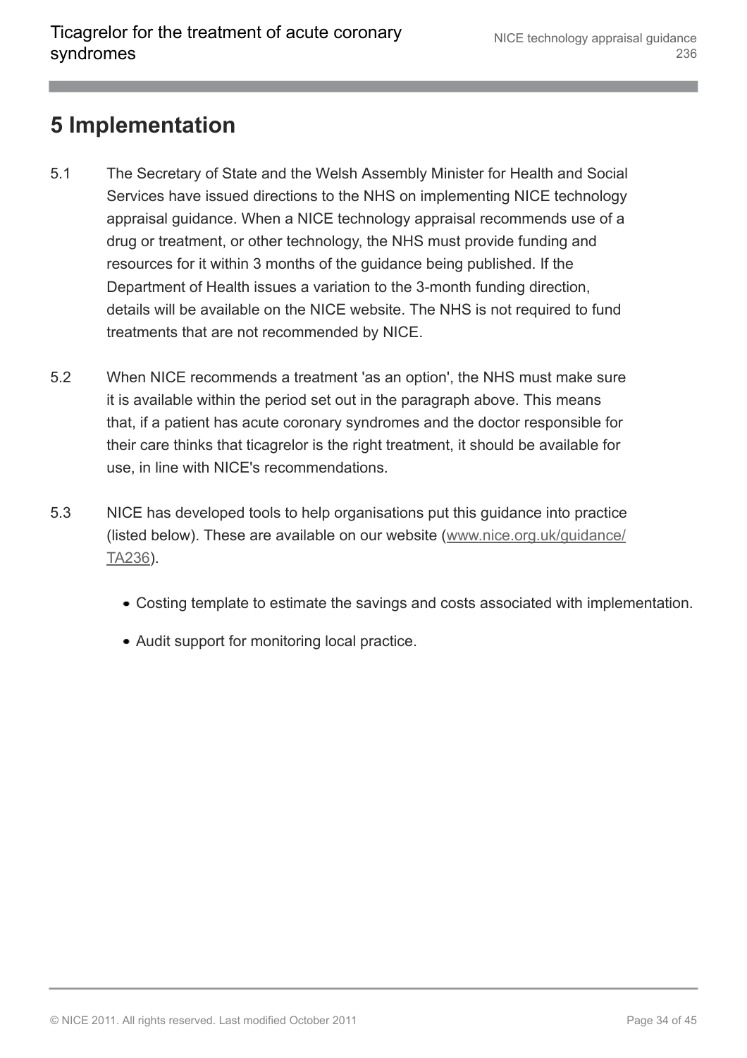# 5 Implementation

5.1 The Secretary of State and the Welsh Assembly Minister for Health and Social Services have issued directions to the NHS on implementing NICE technology appraisal guidance. When a NICE technology appraisal recommends use of a drug or treatment, or other technology, the NHS must provide funding and resources for it within 3 months of the guidance being published. If the Department of Health issues a variation to the 3-month funding direction, details will be available on the NICE website. The NHS is not required to fund treatments that are not recommended by NICE.

5.2 When NICE recommends a treatment 'as an option', the NHS must make sure it is available within the period set out in the paragraph above. This means that, if a patient has acute coronary syndromes and the doctor responsible for their care thinks that ticagrelor is the right treatment, it should be available for use, in line with NICE's recommendations.

5.3 NICE has developed tools to help organisations put this guidance into practice (listed below). These are available on our website (www.nice.org.uk/guidance/TA236).

- Costing template to estimate the savings and costs associated with implementation.
- Audit support for monitoring local practice.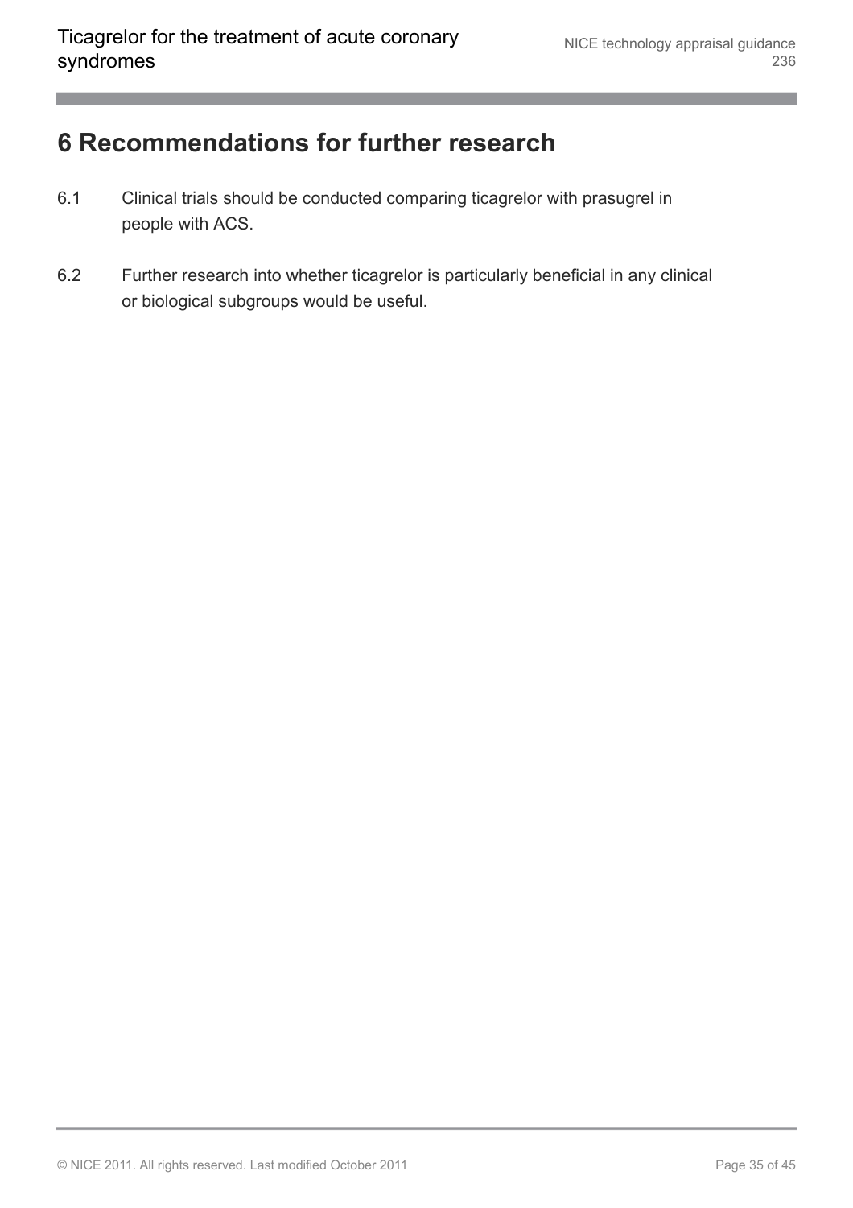# 6 Recommendations for further research

6.1 Clinical trials should be conducted comparing ticagrelor with prasugrel in people with ACS.

6.2 Further research into whether ticagrelor is particularly beneficial in any clinical or biological subgroups would be useful.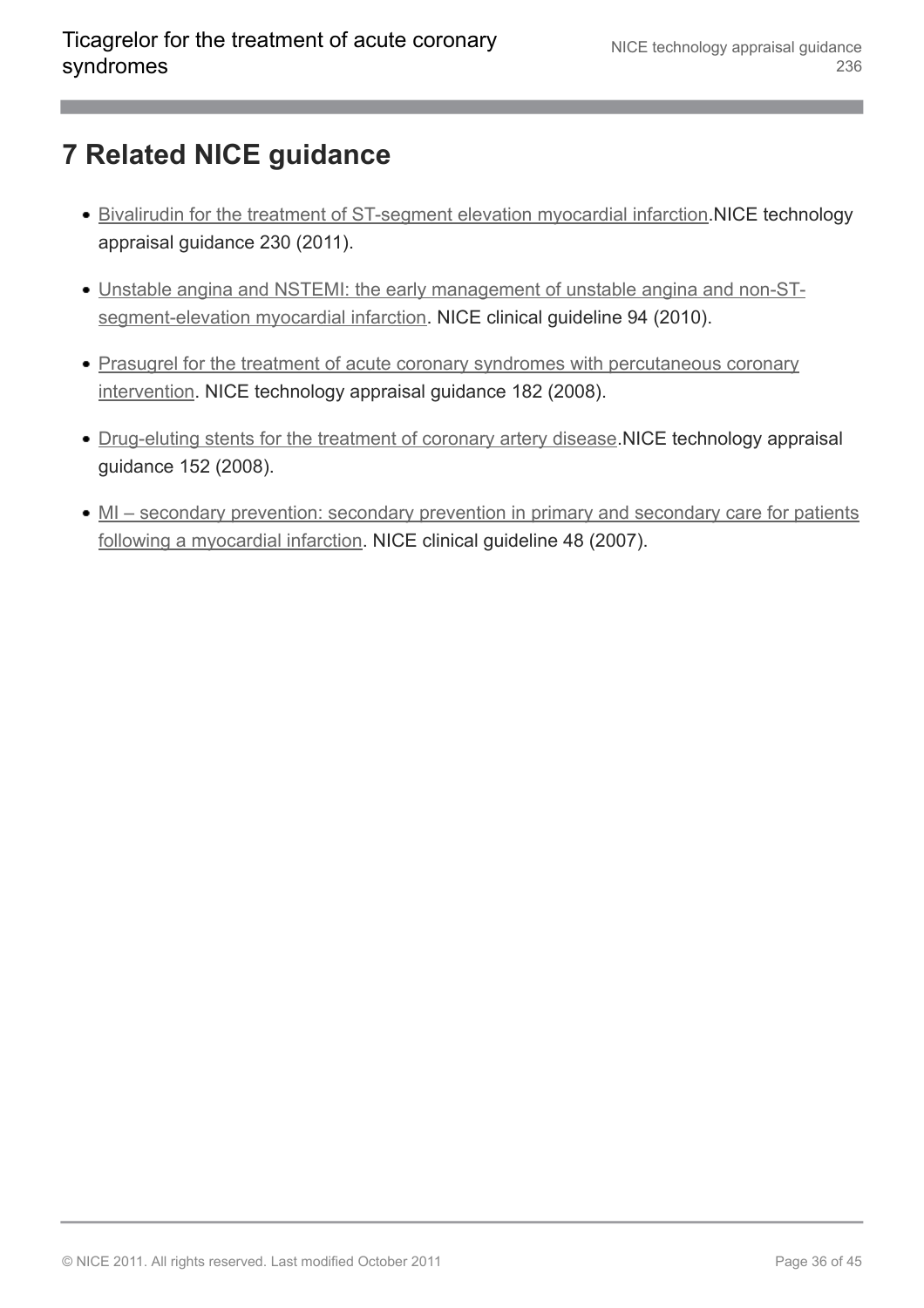# 7 Related NICE guidance

- Bivalirudin for the treatment of ST-segment elevation myocardial infarction.NICE technology appraisal guidance 230 (2011).
- Unstable angina and NSTEMI: the early management of unstable angina and non-ST-segment-elevation myocardial infarction. NICE clinical guideline 94 (2010).
- Prasugrel for the treatment of acute coronary syndromes with percutaneous coronary intervention. NICE technology appraisal guidance 182 (2008).
- Drug-eluting stents for the treatment of coronary artery disease.NICE technology appraisal guidance 152 (2008).
- MI – secondary prevention: secondary prevention in primary and secondary care for patients following a myocardial infarction. NICE clinical guideline 48 (2007).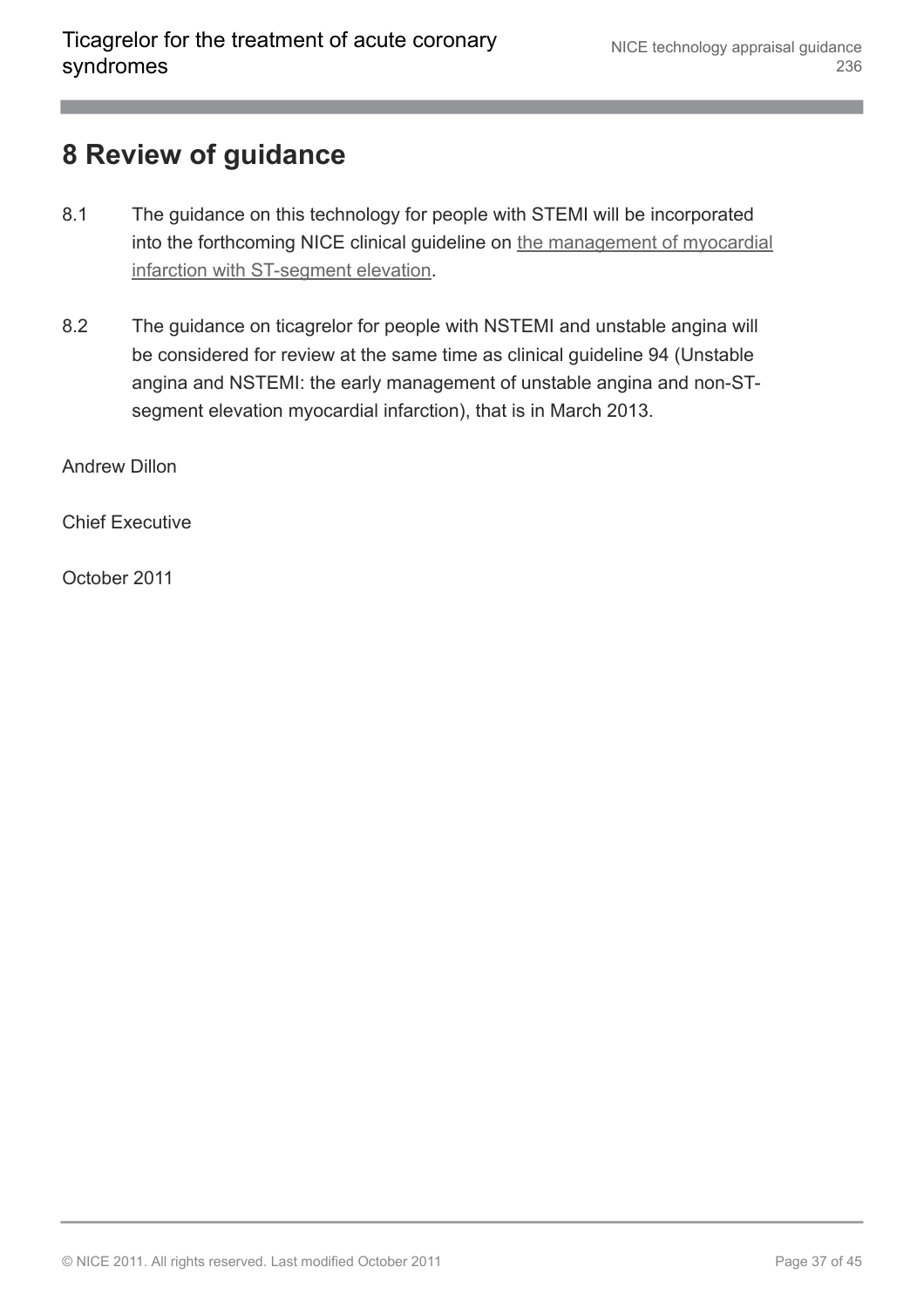# 8 Review of guidance

8.1 The guidance on this technology for people with STEMI will be incorporated into the forthcoming NICE clinical guideline on the management of myocardial infarction with ST-segment elevation.

8.2 The guidance on ticagrelor for people with NSTEMI and unstable angina will be considered for review at the same time as clinical guideline 94 (Unstable angina and NSTEMI: the early management of unstable angina and non-ST-segment elevation myocardial infarction), that is in March 2013.

Andrew Dillon

Chief Executive

October 2011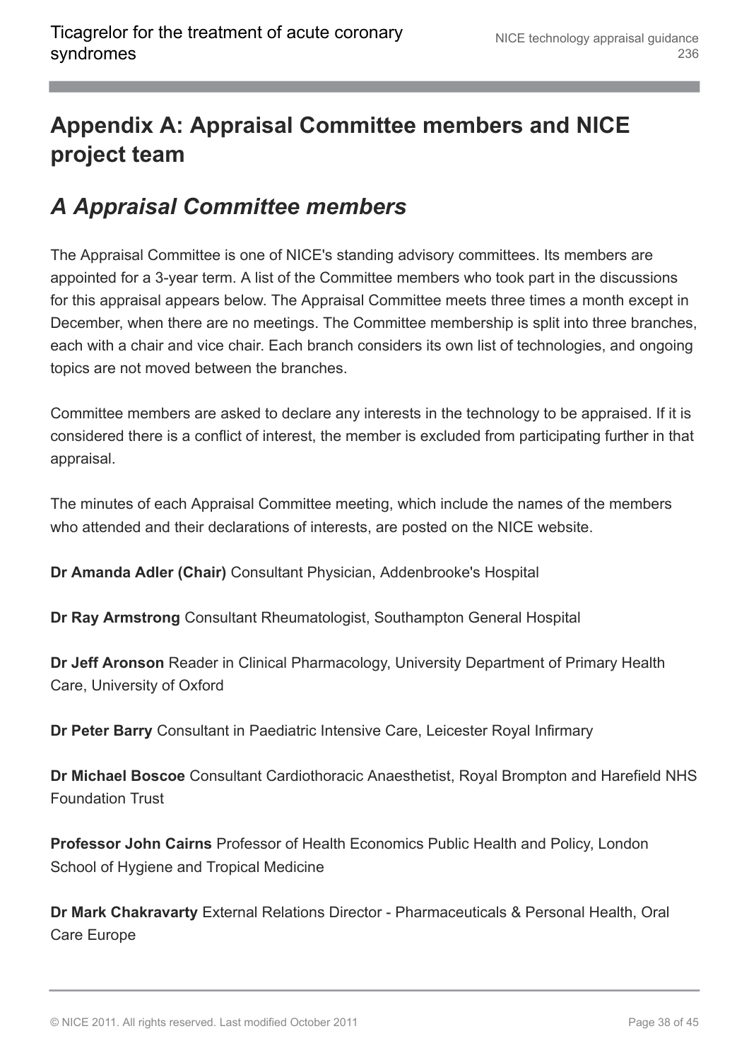# Appendix A: Appraisal Committee members and NICE project team

## *A Appraisal Committee members*

The Appraisal Committee is one of NICE's standing advisory committees. Its members are appointed for a 3-year term. A list of the Committee members who took part in the discussions for this appraisal appears below. The Appraisal Committee meets three times a month except in December, when there are no meetings. The Committee membership is split into three branches, each with a chair and vice chair. Each branch considers its own list of technologies, and ongoing topics are not moved between the branches.

Committee members are asked to declare any interests in the technology to be appraised. If it is considered there is a conflict of interest, the member is excluded from participating further in that appraisal.

The minutes of each Appraisal Committee meeting, which include the names of the members who attended and their declarations of interests, are posted on the NICE website.

**Dr Amanda Adler (Chair)** Consultant Physician, Addenbrooke's Hospital

**Dr Ray Armstrong** Consultant Rheumatologist, Southampton General Hospital

**Dr Jeff Aronson** Reader in Clinical Pharmacology, University Department of Primary Health Care, University of Oxford

**Dr Peter Barry** Consultant in Paediatric Intensive Care, Leicester Royal Infirmary

**Dr Michael Boscoe** Consultant Cardiothoracic Anaesthetist, Royal Brompton and Harefield NHS Foundation Trust

**Professor John Cairns** Professor of Health Economics Public Health and Policy, London School of Hygiene and Tropical Medicine

**Dr Mark Chakravarty** External Relations Director - Pharmaceuticals & Personal Health, Oral Care Europe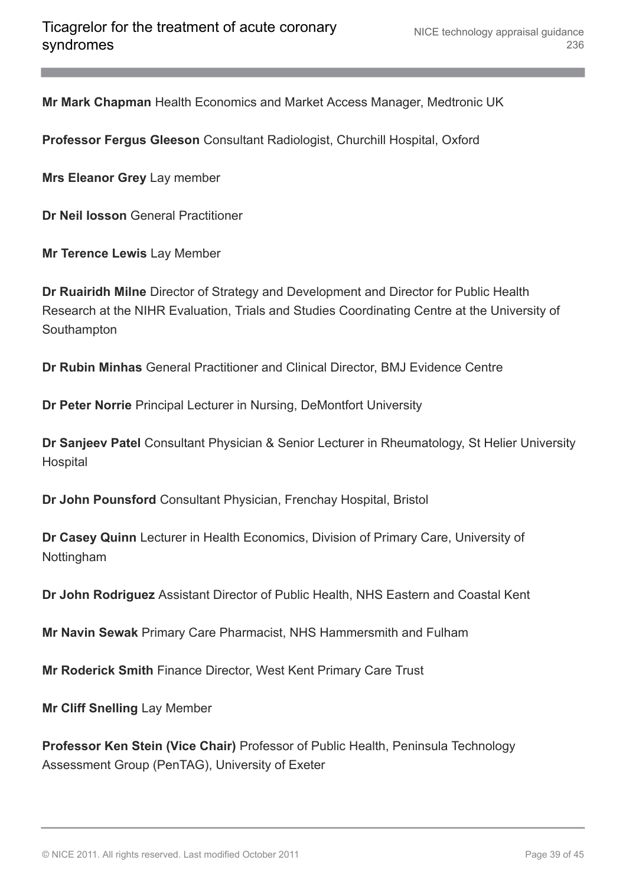**Mr Mark Chapman** Health Economics and Market Access Manager, Medtronic UK

**Professor Fergus Gleeson** Consultant Radiologist, Churchill Hospital, Oxford

**Mrs Eleanor Grey** Lay member

**Dr Neil Iosson** General Practitioner

**Mr Terence Lewis** Lay Member

**Dr Ruairidh Milne** Director of Strategy and Development and Director for Public Health Research at the NIHR Evaluation, Trials and Studies Coordinating Centre at the University of Southampton

**Dr Rubin Minhas** General Practitioner and Clinical Director, BMJ Evidence Centre

**Dr Peter Norrie** Principal Lecturer in Nursing, DeMontfort University

**Dr Sanjeev Patel** Consultant Physician & Senior Lecturer in Rheumatology, St Helier University Hospital

**Dr John Pounsford** Consultant Physician, Frenchay Hospital, Bristol

**Dr Casey Quinn** Lecturer in Health Economics, Division of Primary Care, University of Nottingham

**Dr John Rodriguez** Assistant Director of Public Health, NHS Eastern and Coastal Kent

**Mr Navin Sewak** Primary Care Pharmacist, NHS Hammersmith and Fulham

**Mr Roderick Smith** Finance Director, West Kent Primary Care Trust

**Mr Cliff Snelling** Lay Member

**Professor Ken Stein (Vice Chair)** Professor of Public Health, Peninsula Technology Assessment Group (PenTAG), University of Exeter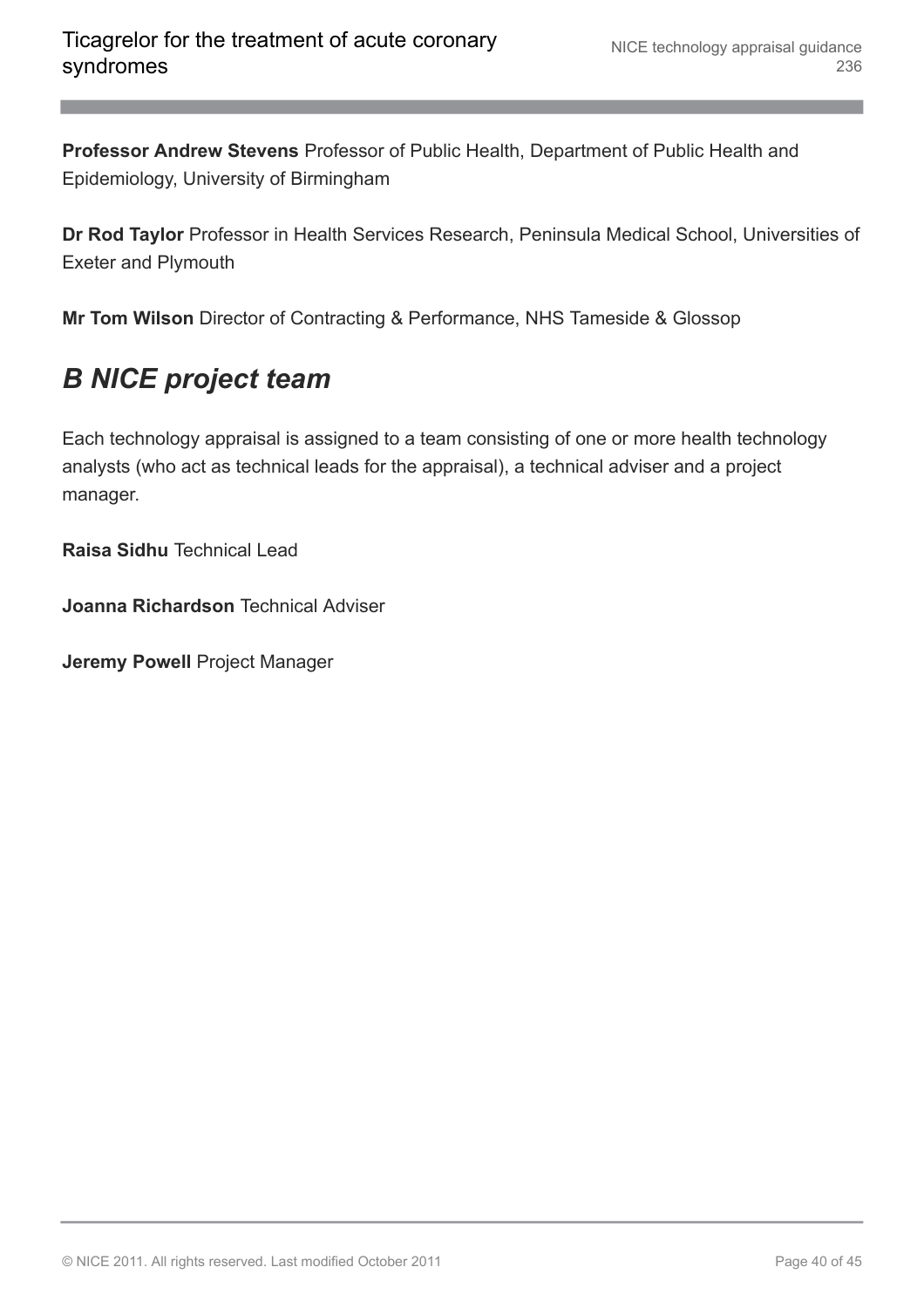**Professor Andrew Stevens** Professor of Public Health, Department of Public Health and Epidemiology, University of Birmingham

**Dr Rod Taylor** Professor in Health Services Research, Peninsula Medical School, Universities of Exeter and Plymouth

**Mr Tom Wilson** Director of Contracting & Performance, NHS Tameside & Glossop

## *B NICE project team*

Each technology appraisal is assigned to a team consisting of one or more health technology analysts (who act as technical leads for the appraisal), a technical adviser and a project manager.

**Raisa Sidhu** Technical Lead

**Joanna Richardson** Technical Adviser

**Jeremy Powell** Project Manager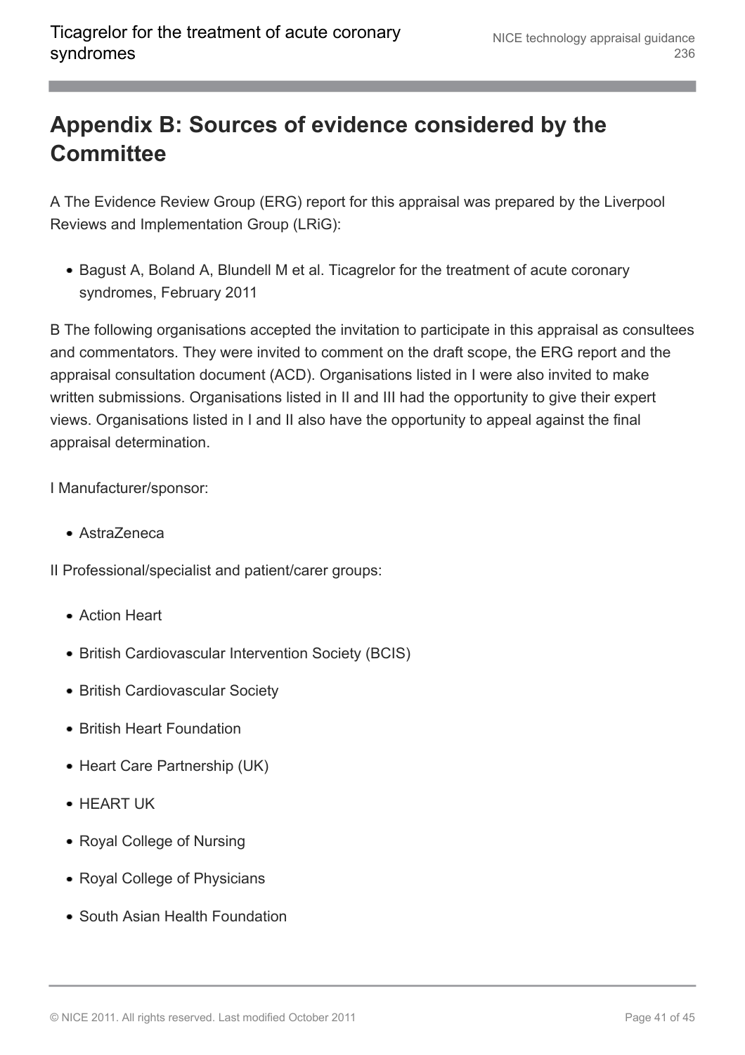# Appendix B: Sources of evidence considered by the Committee

A The Evidence Review Group (ERG) report for this appraisal was prepared by the Liverpool Reviews and Implementation Group (LRiG):

- Bagust A, Boland A, Blundell M et al. Ticagrelor for the treatment of acute coronary syndromes, February 2011

B The following organisations accepted the invitation to participate in this appraisal as consultees and commentators. They were invited to comment on the draft scope, the ERG report and the appraisal consultation document (ACD). Organisations listed in I were also invited to make written submissions. Organisations listed in II and III had the opportunity to give their expert views. Organisations listed in I and II also have the opportunity to appeal against the final appraisal determination.

I Manufacturer/sponsor:

- AstraZeneca

II Professional/specialist and patient/carer groups:

- Action Heart
- British Cardiovascular Intervention Society (BCIS)
- British Cardiovascular Society
- British Heart Foundation
- Heart Care Partnership (UK)
- HEART UK
- Royal College of Nursing
- Royal College of Physicians
- South Asian Health Foundation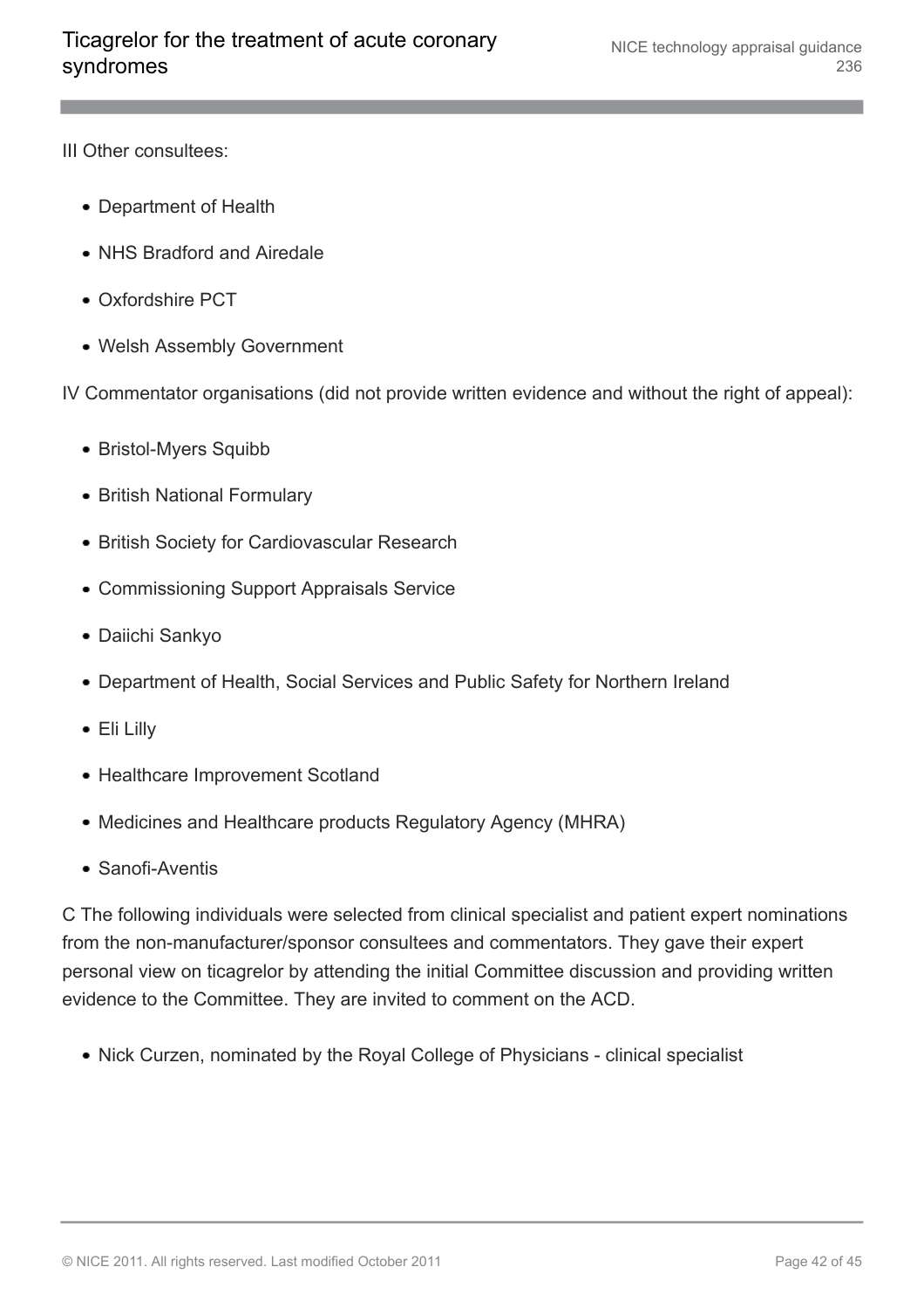III Other consultees:

- Department of Health
- NHS Bradford and Airedale
- Oxfordshire PCT
- Welsh Assembly Government

IV Commentator organisations (did not provide written evidence and without the right of appeal):

- Bristol-Myers Squibb
- British National Formulary
- British Society for Cardiovascular Research
- Commissioning Support Appraisals Service
- Daiichi Sankyo
- Department of Health, Social Services and Public Safety for Northern Ireland
- Eli Lilly
- Healthcare Improvement Scotland
- Medicines and Healthcare products Regulatory Agency (MHRA)
- Sanofi-Aventis

C The following individuals were selected from clinical specialist and patient expert nominations from the non-manufacturer/sponsor consultees and commentators. They gave their expert personal view on ticagrelor by attending the initial Committee discussion and providing written evidence to the Committee. They are invited to comment on the ACD.

- Nick Curzen, nominated by the Royal College of Physicians - clinical specialist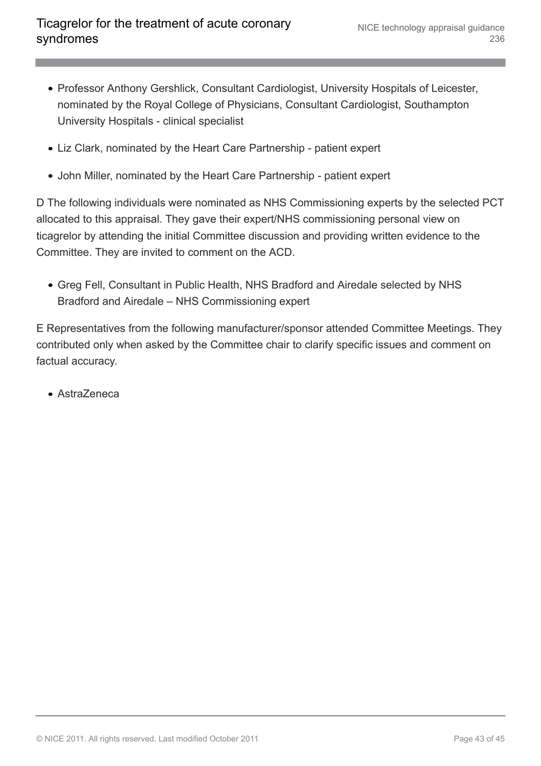- Professor Anthony Gershlick, Consultant Cardiologist, University Hospitals of Leicester, nominated by the Royal College of Physicians, Consultant Cardiologist, Southampton University Hospitals - clinical specialist
- Liz Clark, nominated by the Heart Care Partnership - patient expert
- John Miller, nominated by the Heart Care Partnership - patient expert

D The following individuals were nominated as NHS Commissioning experts by the selected PCT allocated to this appraisal. They gave their expert/NHS commissioning personal view on ticagrelor by attending the initial Committee discussion and providing written evidence to the Committee. They are invited to comment on the ACD.

- Greg Fell, Consultant in Public Health, NHS Bradford and Airedale selected by NHS Bradford and Airedale – NHS Commissioning expert

E Representatives from the following manufacturer/sponsor attended Committee Meetings. They contributed only when asked by the Committee chair to clarify specific issues and comment on factual accuracy.

- AstraZeneca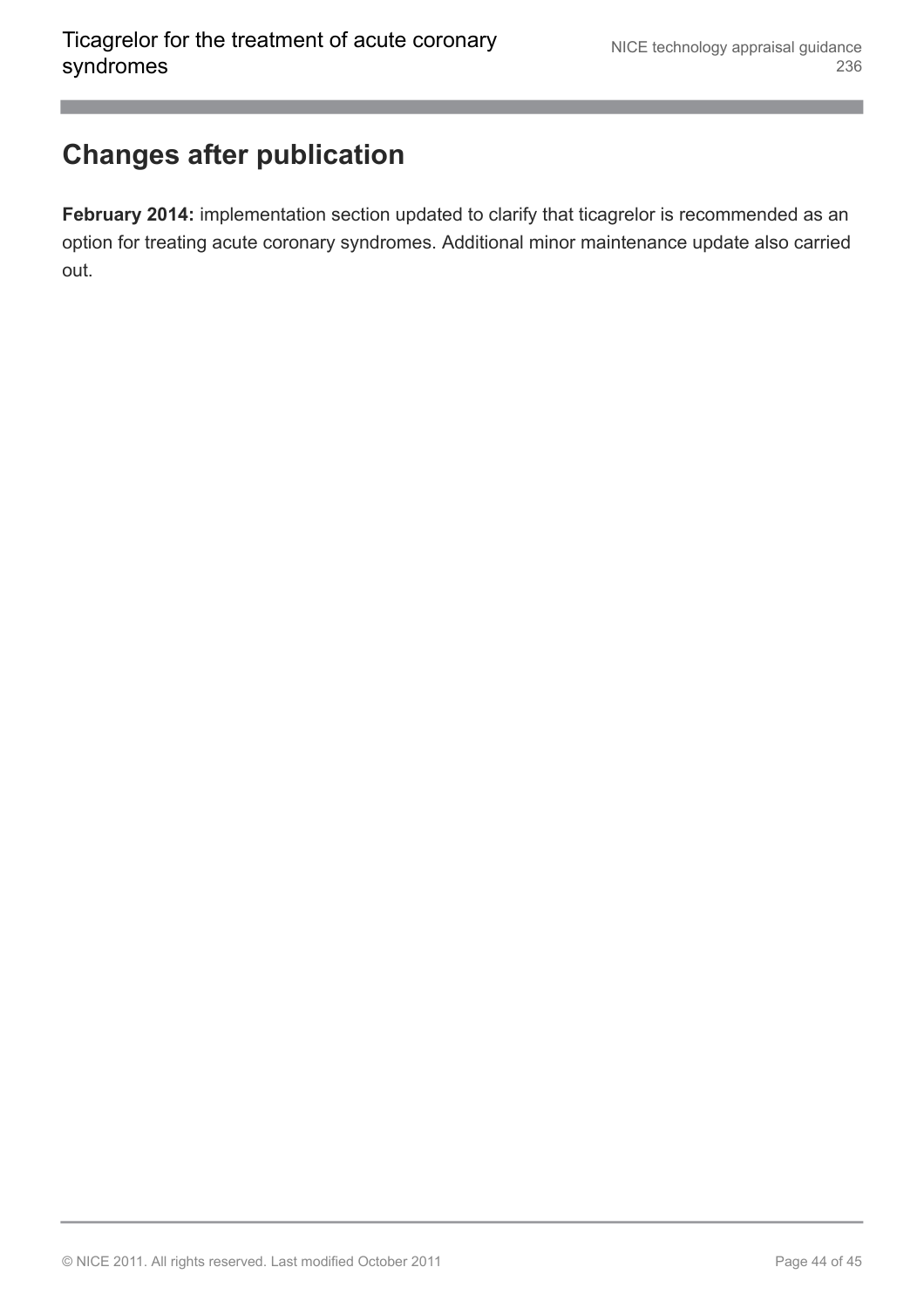# Changes after publication

**February 2014:** implementation section updated to clarify that ticagrelor is recommended as an option for treating acute coronary syndromes. Additional minor maintenance update also carried out.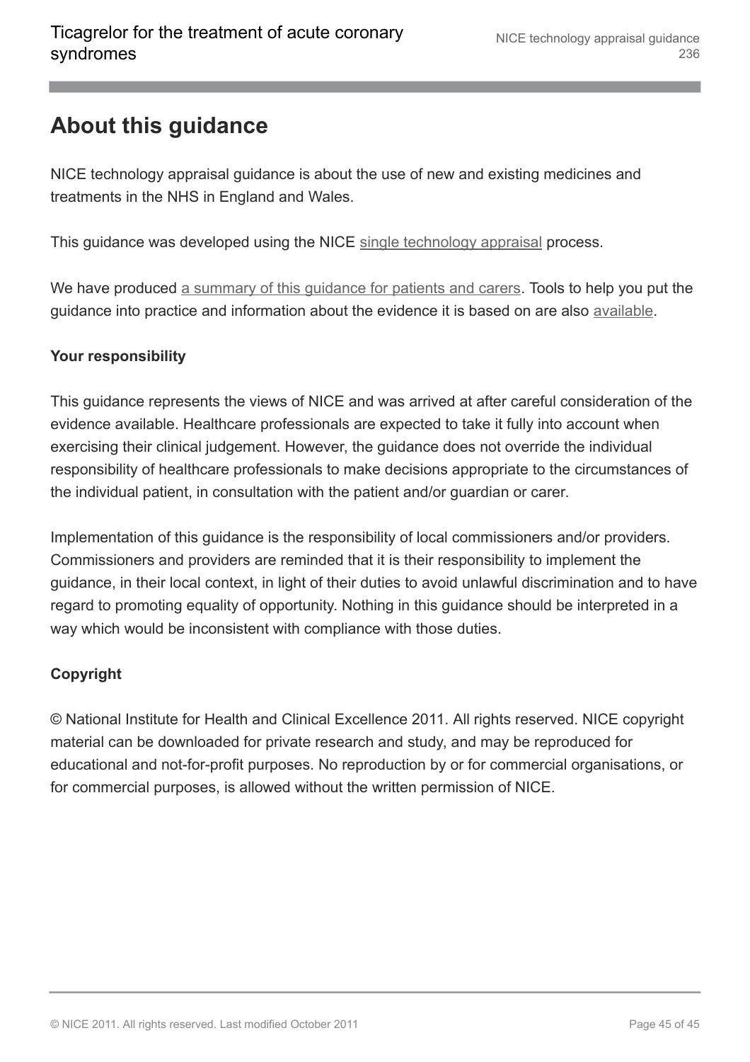## About this guidance

NICE technology appraisal guidance is about the use of new and existing medicines and treatments in the NHS in England and Wales.

This guidance was developed using the NICE single technology appraisal process.

We have produced a summary of this guidance for patients and carers. Tools to help you put the guidance into practice and information about the evidence it is based on are also available.

**Your responsibility**

This guidance represents the views of NICE and was arrived at after careful consideration of the evidence available. Healthcare professionals are expected to take it fully into account when exercising their clinical judgement. However, the guidance does not override the individual responsibility of healthcare professionals to make decisions appropriate to the circumstances of the individual patient, in consultation with the patient and/or guardian or carer.

Implementation of this guidance is the responsibility of local commissioners and/or providers. Commissioners and providers are reminded that it is their responsibility to implement the guidance, in their local context, in light of their duties to avoid unlawful discrimination and to have regard to promoting equality of opportunity. Nothing in this guidance should be interpreted in a way which would be inconsistent with compliance with those duties.

**Copyright**

© National Institute for Health and Clinical Excellence 2011. All rights reserved. NICE copyright material can be downloaded for private research and study, and may be reproduced for educational and not-for-profit purposes. No reproduction by or for commercial organisations, or for commercial purposes, is allowed without the written permission of NICE.